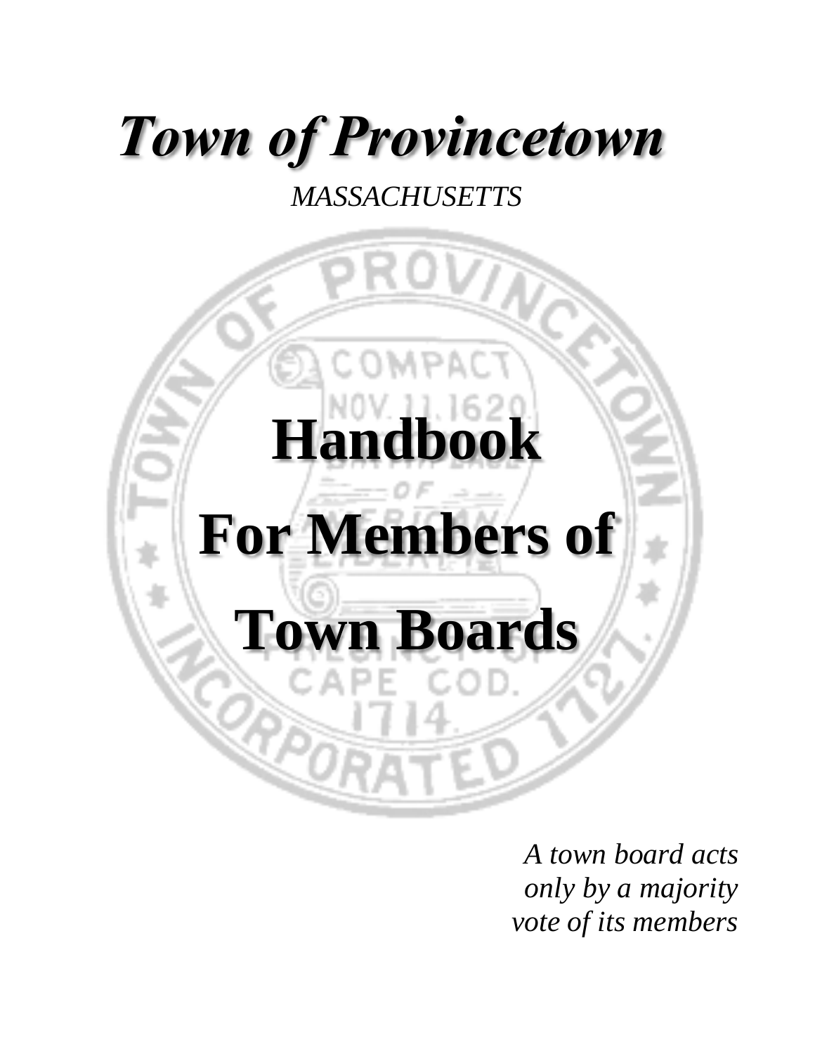# *Town of Provincetown*

*MASSACHUSETTS*

# Handbook For Members of Town Boards

*A town board acts only by a majority vote of its members*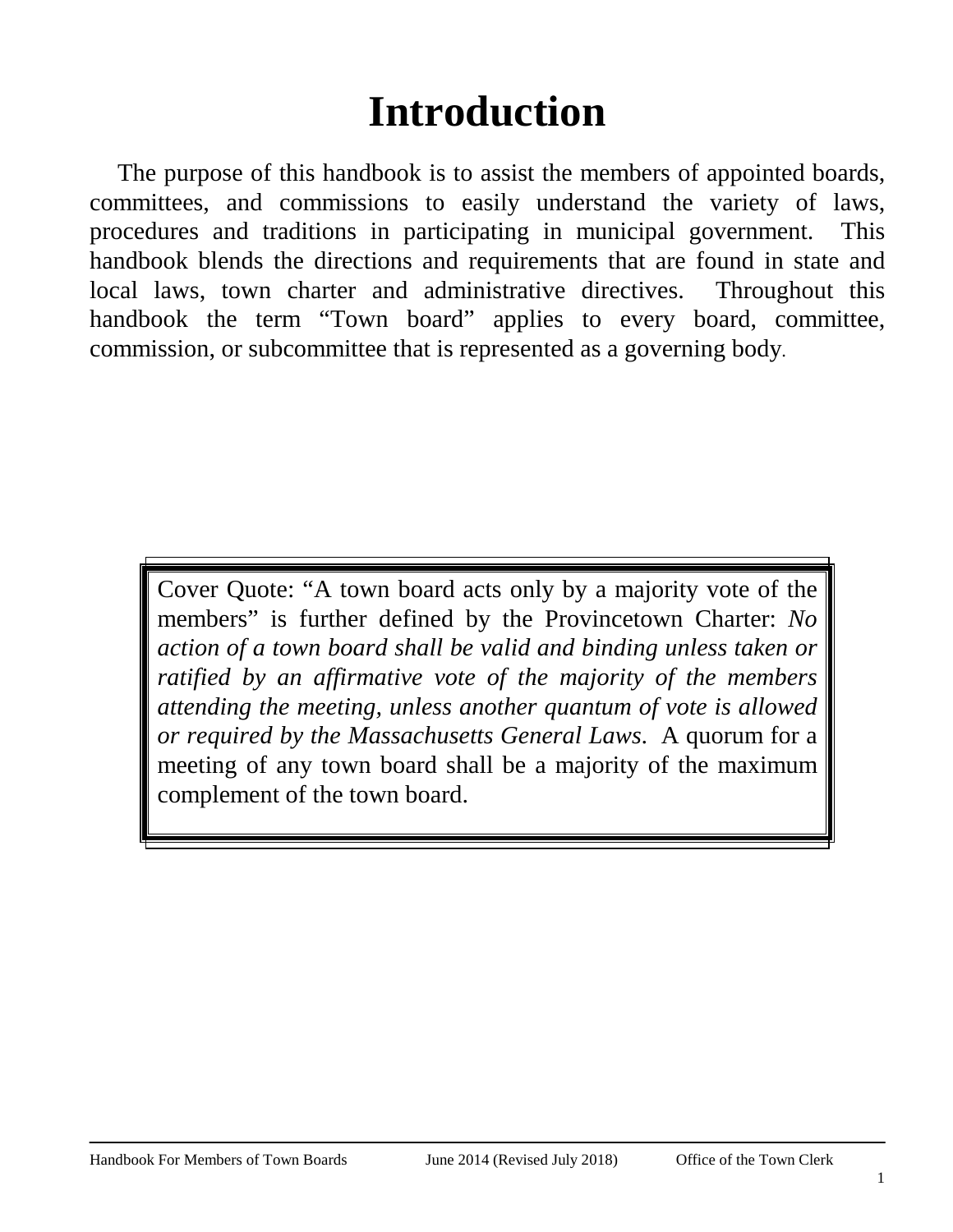# Introduction

The purpose of this handbook is to assist the members of appointed boards, committees, and commissions to easily understand the variety of laws, procedures and traditions in participating in municipal government. This handbook blends the directions and requirements that are found in state and local laws, town charter and administrative directives. Throughout this handbook the term "Town board" applies to every board, committee, commission, or subcommittee that is represented as a governing body.

> Cover Quote: "A town board acts only by a majority vote of the members" is further defined by the Provincetown Charter: *No action of a town board shall be valid and binding unless taken or ratified by an affirmative vote of the majority of the members attending the meeting, unless another quantum of vote is allowed or required by the Massachusetts General Laws*. A quorum for a meeting of any town board shall be a majority of the maximum complement of the town board.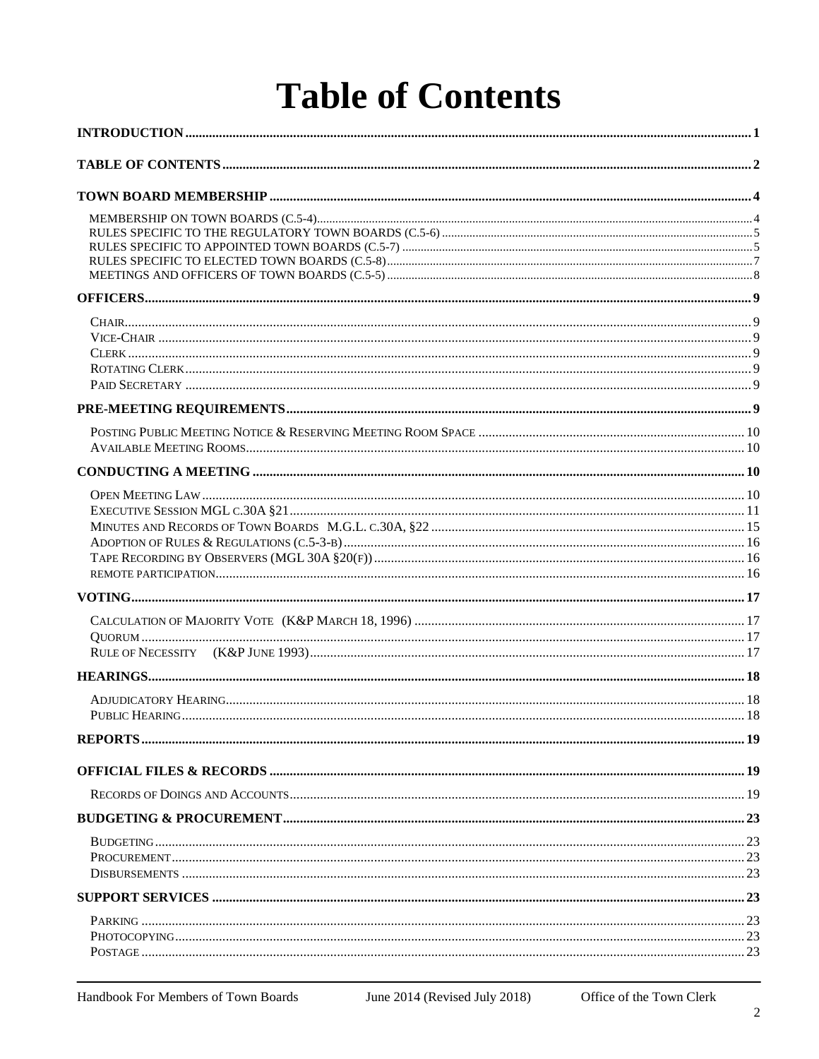# Table of Contents

**INTRODUCTION** ..... 1

**TABLE OF CONTENTS** ..... 2

**TOWN BOARD MEMBERSHIP** ..... 4

- MEMBERSHIP ON TOWN BOARDS (C.5-4) ..... 4
- RULES SPECIFIC TO THE REGULATORY TOWN BOARDS (C.5-6) ..... 5
- RULES SPECIFIC TO APPOINTED TOWN BOARDS (C.5-7) ..... 5
- RULES SPECIFIC TO ELECTED TOWN BOARDS (C.5-8) ..... 7
- MEETINGS AND OFFICERS OF TOWN BOARDS (C.5-5) ..... 8

**OFFICERS** ..... 9

- CHAIR ..... 9
- VICE-CHAIR ..... 9
- CLERK ..... 9
- ROTATING CLERK ..... 9
- PAID SECRETARY ..... 9

**PRE-MEETING REQUIREMENTS** ..... 9

- POSTING PUBLIC MEETING NOTICE & RESERVING MEETING ROOM SPACE ..... 10
- AVAILABLE MEETING ROOMS ..... 10

**CONDUCTING A MEETING** ..... 10

- OPEN MEETING LAW ..... 10
- EXECUTIVE SESSION MGL C.30A §21 ..... 11
- MINUTES AND RECORDS OF TOWN BOARDS M.G.L. C.30A, §22 ..... 15
- ADOPTION OF RULES & REGULATIONS (C.5-3-B) ..... 16
- TAPE RECORDING BY OBSERVERS (MGL 30A §20(F)) ..... 16
- REMOTE PARTICIPATION ..... 16

**VOTING** ..... 17

- CALCULATION OF MAJORITY VOTE (K&P MARCH 18, 1996) ..... 17
- QUORUM ..... 17
- RULE OF NECESSITY (K&P JUNE 1993) ..... 17

**HEARINGS** ..... 18

- ADJUDICATORY HEARING ..... 18
- PUBLIC HEARING ..... 18

**REPORTS** ..... 19

**OFFICIAL FILES & RECORDS** ..... 19

- RECORDS OF DOINGS AND ACCOUNTS ..... 19

**BUDGETING & PROCUREMENT** ..... 23

- BUDGETING ..... 23
- PROCUREMENT ..... 23
- DISBURSEMENTS ..... 23

**SUPPORT SERVICES** ..... 23

- PARKING ..... 23
- PHOTOCOPYING ..... 23
- POSTAGE ..... 23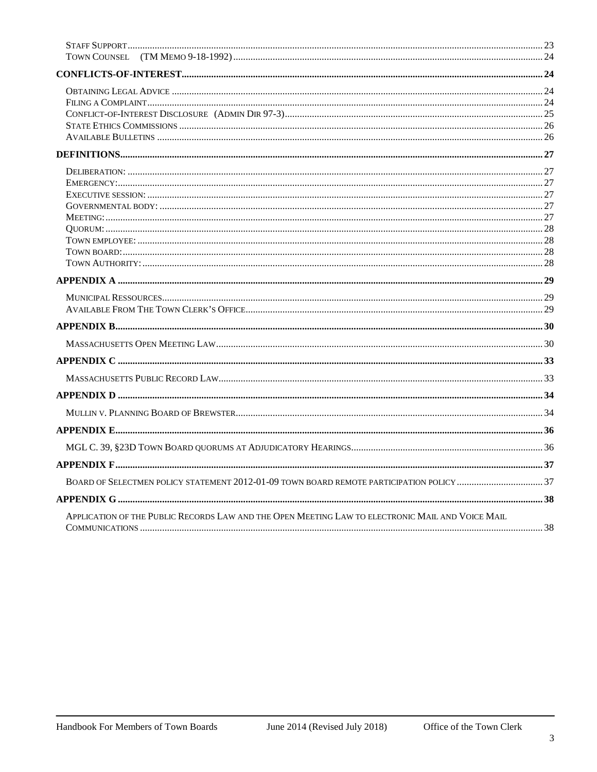Staff Support ........................................................................ 23
Town Counsel (TM Memo 9-18-1992) ........................................................................ 24

**Conflicts-of-Interest** ........................................................................ **24**

Obtaining Legal Advice ........................................................................ 24
Filing a Complaint ........................................................................ 24
Conflict-of-Interest Disclosure (Admin Dir 97-3) ........................................................................ 25
State Ethics Commissions ........................................................................ 26
Available Bulletins ........................................................................ 26

**Definitions** ........................................................................ **27**

Deliberation: ........................................................................ 27
Emergency: ........................................................................ 27
Executive session: ........................................................................ 27
Governmental body: ........................................................................ 27
Meeting: ........................................................................ 27
Quorum: ........................................................................ 28
Town employee: ........................................................................ 28
Town board: ........................................................................ 28
Town Authority: ........................................................................ 28

**Appendix A** ........................................................................ **29**

Municipal Ressources ........................................................................ 29
Available From The Town Clerk's Office ........................................................................ 29

**Appendix B** ........................................................................ **30**

Massachusetts Open Meeting Law ........................................................................ 30

**Appendix C** ........................................................................ **33**

Massachusetts Public Record Law ........................................................................ 33

**Appendix D** ........................................................................ **34**

Mullin v. Planning Board of Brewster ........................................................................ 34

**Appendix E** ........................................................................ **36**

MGL C. 39, §23D Town Board quorums at Adjudicatory Hearings ........................................................................ 36

**Appendix F** ........................................................................ **37**

Board of Selectmen policy statement 2012-01-09 town board remote participation policy ........................................................................ 37

**Appendix G** ........................................................................ **38**

Application of the Public Records Law and the Open Meeting Law to Electronic Mail and Voice Mail Communications ........................................................................ 38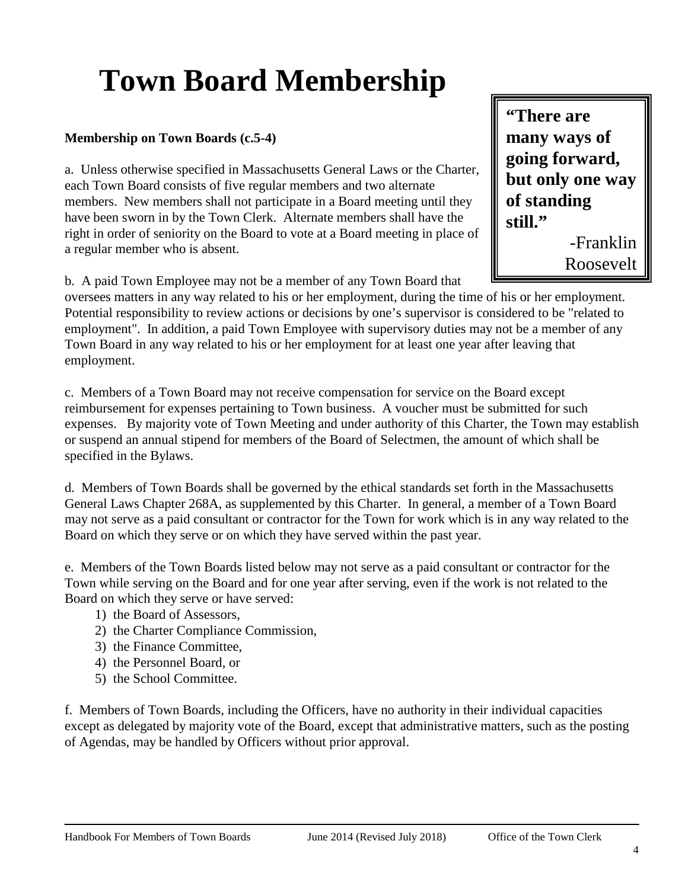# Town Board Membership

> **"There are many ways of going forward, but only one way of standing still."**
>
> -Franklin Roosevelt

**Membership on Town Boards (c.5-4)**

a. Unless otherwise specified in Massachusetts General Laws or the Charter, each Town Board consists of five regular members and two alternate members. New members shall not participate in a Board meeting until they have been sworn in by the Town Clerk. Alternate members shall have the right in order of seniority on the Board to vote at a Board meeting in place of a regular member who is absent.

b. A paid Town Employee may not be a member of any Town Board that oversees matters in any way related to his or her employment, during the time of his or her employment. Potential responsibility to review actions or decisions by one's supervisor is considered to be "related to employment". In addition, a paid Town Employee with supervisory duties may not be a member of any Town Board in any way related to his or her employment for at least one year after leaving that employment.

c. Members of a Town Board may not receive compensation for service on the Board except reimbursement for expenses pertaining to Town business. A voucher must be submitted for such expenses. By majority vote of Town Meeting and under authority of this Charter, the Town may establish or suspend an annual stipend for members of the Board of Selectmen, the amount of which shall be specified in the Bylaws.

d. Members of Town Boards shall be governed by the ethical standards set forth in the Massachusetts General Laws Chapter 268A, as supplemented by this Charter. In general, a member of a Town Board may not serve as a paid consultant or contractor for the Town for work which is in any way related to the Board on which they serve or on which they have served within the past year.

e. Members of the Town Boards listed below may not serve as a paid consultant or contractor for the Town while serving on the Board and for one year after serving, even if the work is not related to the Board on which they serve or have served:

1) the Board of Assessors,
2) the Charter Compliance Commission,
3) the Finance Committee,
4) the Personnel Board, or
5) the School Committee.

f. Members of Town Boards, including the Officers, have no authority in their individual capacities except as delegated by majority vote of the Board, except that administrative matters, such as the posting of Agendas, may be handled by Officers without prior approval.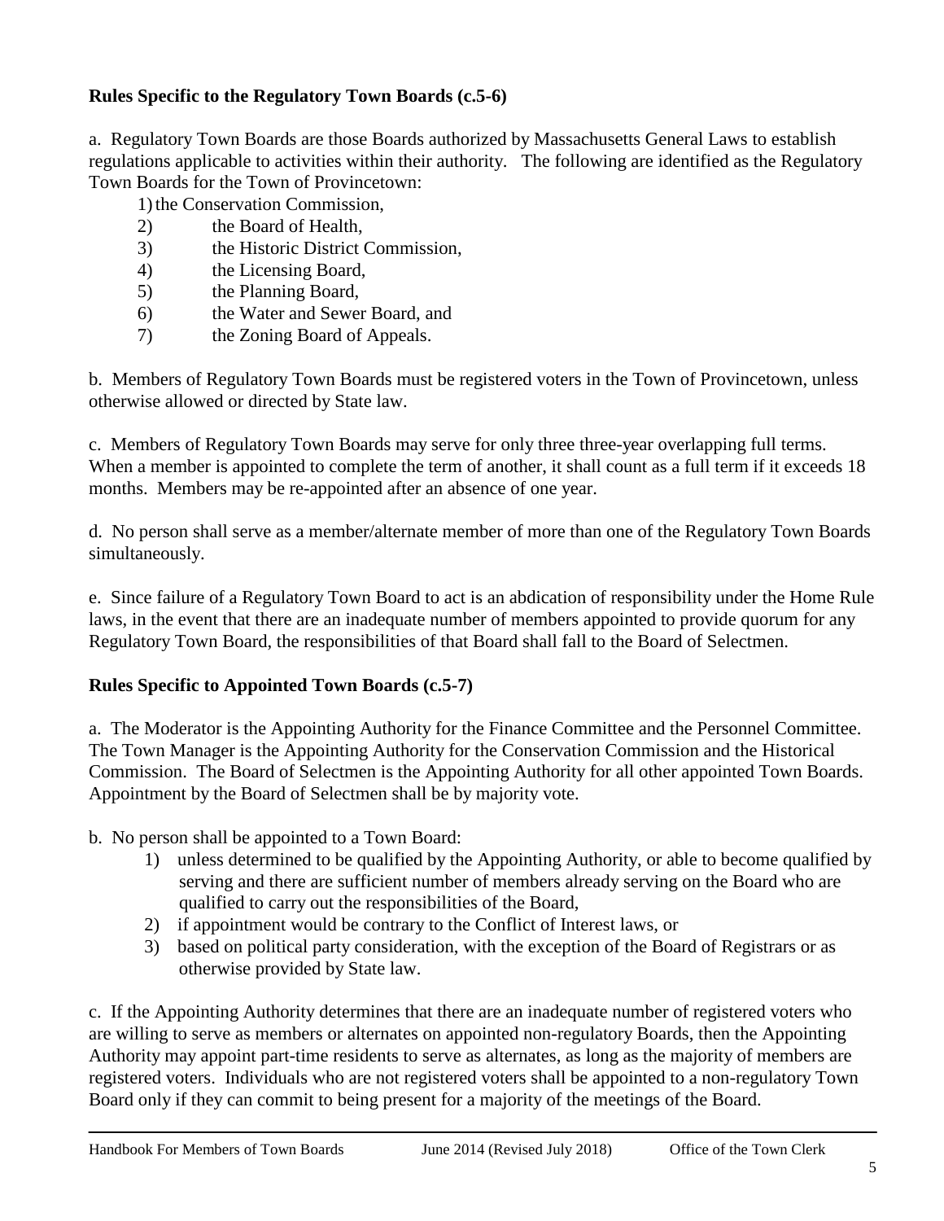**Rules Specific to the Regulatory Town Boards (c.5-6)**

a. Regulatory Town Boards are those Boards authorized by Massachusetts General Laws to establish regulations applicable to activities within their authority. The following are identified as the Regulatory Town Boards for the Town of Provincetown:

1) the Conservation Commission,
2) the Board of Health,
3) the Historic District Commission,
4) the Licensing Board,
5) the Planning Board,
6) the Water and Sewer Board, and
7) the Zoning Board of Appeals.

b. Members of Regulatory Town Boards must be registered voters in the Town of Provincetown, unless otherwise allowed or directed by State law.

c. Members of Regulatory Town Boards may serve for only three three-year overlapping full terms. When a member is appointed to complete the term of another, it shall count as a full term if it exceeds 18 months. Members may be re-appointed after an absence of one year.

d. No person shall serve as a member/alternate member of more than one of the Regulatory Town Boards simultaneously.

e. Since failure of a Regulatory Town Board to act is an abdication of responsibility under the Home Rule laws, in the event that there are an inadequate number of members appointed to provide quorum for any Regulatory Town Board, the responsibilities of that Board shall fall to the Board of Selectmen.

**Rules Specific to Appointed Town Boards (c.5-7)**

a. The Moderator is the Appointing Authority for the Finance Committee and the Personnel Committee. The Town Manager is the Appointing Authority for the Conservation Commission and the Historical Commission. The Board of Selectmen is the Appointing Authority for all other appointed Town Boards. Appointment by the Board of Selectmen shall be by majority vote.

b. No person shall be appointed to a Town Board:

1) unless determined to be qualified by the Appointing Authority, or able to become qualified by serving and there are sufficient number of members already serving on the Board who are qualified to carry out the responsibilities of the Board,
2) if appointment would be contrary to the Conflict of Interest laws, or
3) based on political party consideration, with the exception of the Board of Registrars or as otherwise provided by State law.

c. If the Appointing Authority determines that there are an inadequate number of registered voters who are willing to serve as members or alternates on appointed non-regulatory Boards, then the Appointing Authority may appoint part-time residents to serve as alternates, as long as the majority of members are registered voters. Individuals who are not registered voters shall be appointed to a non-regulatory Town Board only if they can commit to being present for a majority of the meetings of the Board.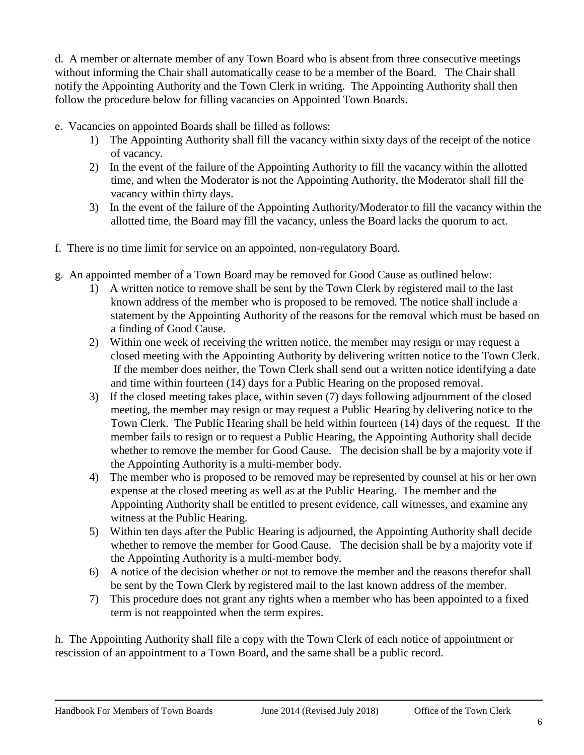d. A member or alternate member of any Town Board who is absent from three consecutive meetings without informing the Chair shall automatically cease to be a member of the Board. The Chair shall notify the Appointing Authority and the Town Clerk in writing. The Appointing Authority shall then follow the procedure below for filling vacancies on Appointed Town Boards.

e. Vacancies on appointed Boards shall be filled as follows:

1) The Appointing Authority shall fill the vacancy within sixty days of the receipt of the notice of vacancy.
2) In the event of the failure of the Appointing Authority to fill the vacancy within the allotted time, and when the Moderator is not the Appointing Authority, the Moderator shall fill the vacancy within thirty days.
3) In the event of the failure of the Appointing Authority/Moderator to fill the vacancy within the allotted time, the Board may fill the vacancy, unless the Board lacks the quorum to act.

f. There is no time limit for service on an appointed, non-regulatory Board.

g. An appointed member of a Town Board may be removed for Good Cause as outlined below:

1) A written notice to remove shall be sent by the Town Clerk by registered mail to the last known address of the member who is proposed to be removed. The notice shall include a statement by the Appointing Authority of the reasons for the removal which must be based on a finding of Good Cause.
2) Within one week of receiving the written notice, the member may resign or may request a closed meeting with the Appointing Authority by delivering written notice to the Town Clerk. If the member does neither, the Town Clerk shall send out a written notice identifying a date and time within fourteen (14) days for a Public Hearing on the proposed removal.
3) If the closed meeting takes place, within seven (7) days following adjournment of the closed meeting, the member may resign or may request a Public Hearing by delivering notice to the Town Clerk. The Public Hearing shall be held within fourteen (14) days of the request. If the member fails to resign or to request a Public Hearing, the Appointing Authority shall decide whether to remove the member for Good Cause. The decision shall be by a majority vote if the Appointing Authority is a multi-member body.
4) The member who is proposed to be removed may be represented by counsel at his or her own expense at the closed meeting as well as at the Public Hearing. The member and the Appointing Authority shall be entitled to present evidence, call witnesses, and examine any witness at the Public Hearing.
5) Within ten days after the Public Hearing is adjourned, the Appointing Authority shall decide whether to remove the member for Good Cause. The decision shall be by a majority vote if the Appointing Authority is a multi-member body.
6) A notice of the decision whether or not to remove the member and the reasons therefor shall be sent by the Town Clerk by registered mail to the last known address of the member.
7) This procedure does not grant any rights when a member who has been appointed to a fixed term is not reappointed when the term expires.

h. The Appointing Authority shall file a copy with the Town Clerk of each notice of appointment or rescission of an appointment to a Town Board, and the same shall be a public record.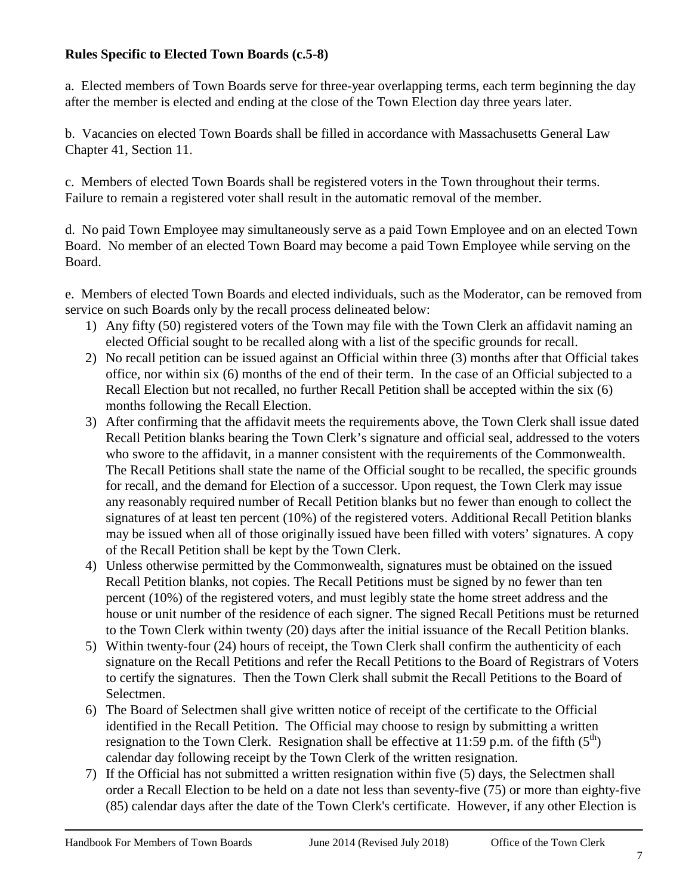**Rules Specific to Elected Town Boards (c.5-8)**

a. Elected members of Town Boards serve for three-year overlapping terms, each term beginning the day after the member is elected and ending at the close of the Town Election day three years later.

b. Vacancies on elected Town Boards shall be filled in accordance with Massachusetts General Law Chapter 41, Section 11.

c. Members of elected Town Boards shall be registered voters in the Town throughout their terms. Failure to remain a registered voter shall result in the automatic removal of the member.

d. No paid Town Employee may simultaneously serve as a paid Town Employee and on an elected Town Board. No member of an elected Town Board may become a paid Town Employee while serving on the Board.

e. Members of elected Town Boards and elected individuals, such as the Moderator, can be removed from service on such Boards only by the recall process delineated below:

1) Any fifty (50) registered voters of the Town may file with the Town Clerk an affidavit naming an elected Official sought to be recalled along with a list of the specific grounds for recall.
2) No recall petition can be issued against an Official within three (3) months after that Official takes office, nor within six (6) months of the end of their term. In the case of an Official subjected to a Recall Election but not recalled, no further Recall Petition shall be accepted within the six (6) months following the Recall Election.
3) After confirming that the affidavit meets the requirements above, the Town Clerk shall issue dated Recall Petition blanks bearing the Town Clerk's signature and official seal, addressed to the voters who swore to the affidavit, in a manner consistent with the requirements of the Commonwealth. The Recall Petitions shall state the name of the Official sought to be recalled, the specific grounds for recall, and the demand for Election of a successor. Upon request, the Town Clerk may issue any reasonably required number of Recall Petition blanks but no fewer than enough to collect the signatures of at least ten percent (10%) of the registered voters. Additional Recall Petition blanks may be issued when all of those originally issued have been filled with voters' signatures. A copy of the Recall Petition shall be kept by the Town Clerk.
4) Unless otherwise permitted by the Commonwealth, signatures must be obtained on the issued Recall Petition blanks, not copies. The Recall Petitions must be signed by no fewer than ten percent (10%) of the registered voters, and must legibly state the home street address and the house or unit number of the residence of each signer. The signed Recall Petitions must be returned to the Town Clerk within twenty (20) days after the initial issuance of the Recall Petition blanks.
5) Within twenty-four (24) hours of receipt, the Town Clerk shall confirm the authenticity of each signature on the Recall Petitions and refer the Recall Petitions to the Board of Registrars of Voters to certify the signatures. Then the Town Clerk shall submit the Recall Petitions to the Board of Selectmen.
6) The Board of Selectmen shall give written notice of receipt of the certificate to the Official identified in the Recall Petition. The Official may choose to resign by submitting a written resignation to the Town Clerk. Resignation shall be effective at 11:59 p.m. of the fifth (5th) calendar day following receipt by the Town Clerk of the written resignation.
7) If the Official has not submitted a written resignation within five (5) days, the Selectmen shall order a Recall Election to be held on a date not less than seventy-five (75) or more than eighty-five (85) calendar days after the date of the Town Clerk's certificate. However, if any other Election is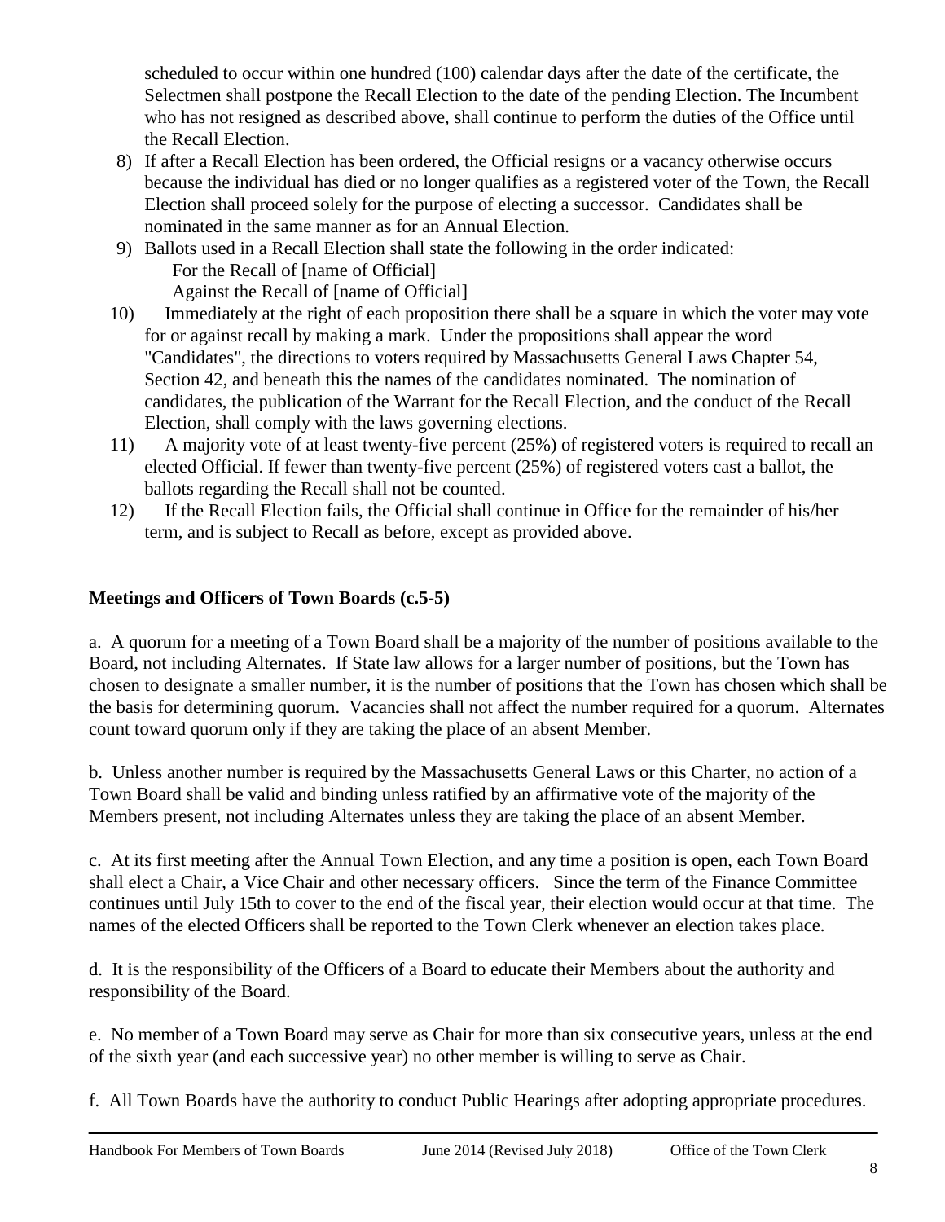scheduled to occur within one hundred (100) calendar days after the date of the certificate, the Selectmen shall postpone the Recall Election to the date of the pending Election. The Incumbent who has not resigned as described above, shall continue to perform the duties of the Office until the Recall Election.

8) If after a Recall Election has been ordered, the Official resigns or a vacancy otherwise occurs because the individual has died or no longer qualifies as a registered voter of the Town, the Recall Election shall proceed solely for the purpose of electing a successor. Candidates shall be nominated in the same manner as for an Annual Election.
9) Ballots used in a Recall Election shall state the following in the order indicated:
   For the Recall of [name of Official]
   Against the Recall of [name of Official]
10) Immediately at the right of each proposition there shall be a square in which the voter may vote for or against recall by making a mark. Under the propositions shall appear the word "Candidates", the directions to voters required by Massachusetts General Laws Chapter 54, Section 42, and beneath this the names of the candidates nominated. The nomination of candidates, the publication of the Warrant for the Recall Election, and the conduct of the Recall Election, shall comply with the laws governing elections.
11) A majority vote of at least twenty-five percent (25%) of registered voters is required to recall an elected Official. If fewer than twenty-five percent (25%) of registered voters cast a ballot, the ballots regarding the Recall shall not be counted.
12) If the Recall Election fails, the Official shall continue in Office for the remainder of his/her term, and is subject to Recall as before, except as provided above.

**Meetings and Officers of Town Boards (c.5-5)**

a. A quorum for a meeting of a Town Board shall be a majority of the number of positions available to the Board, not including Alternates. If State law allows for a larger number of positions, but the Town has chosen to designate a smaller number, it is the number of positions that the Town has chosen which shall be the basis for determining quorum. Vacancies shall not affect the number required for a quorum. Alternates count toward quorum only if they are taking the place of an absent Member.

b. Unless another number is required by the Massachusetts General Laws or this Charter, no action of a Town Board shall be valid and binding unless ratified by an affirmative vote of the majority of the Members present, not including Alternates unless they are taking the place of an absent Member.

c. At its first meeting after the Annual Town Election, and any time a position is open, each Town Board shall elect a Chair, a Vice Chair and other necessary officers. Since the term of the Finance Committee continues until July 15th to cover to the end of the fiscal year, their election would occur at that time. The names of the elected Officers shall be reported to the Town Clerk whenever an election takes place.

d. It is the responsibility of the Officers of a Board to educate their Members about the authority and responsibility of the Board.

e. No member of a Town Board may serve as Chair for more than six consecutive years, unless at the end of the sixth year (and each successive year) no other member is willing to serve as Chair.

f. All Town Boards have the authority to conduct Public Hearings after adopting appropriate procedures.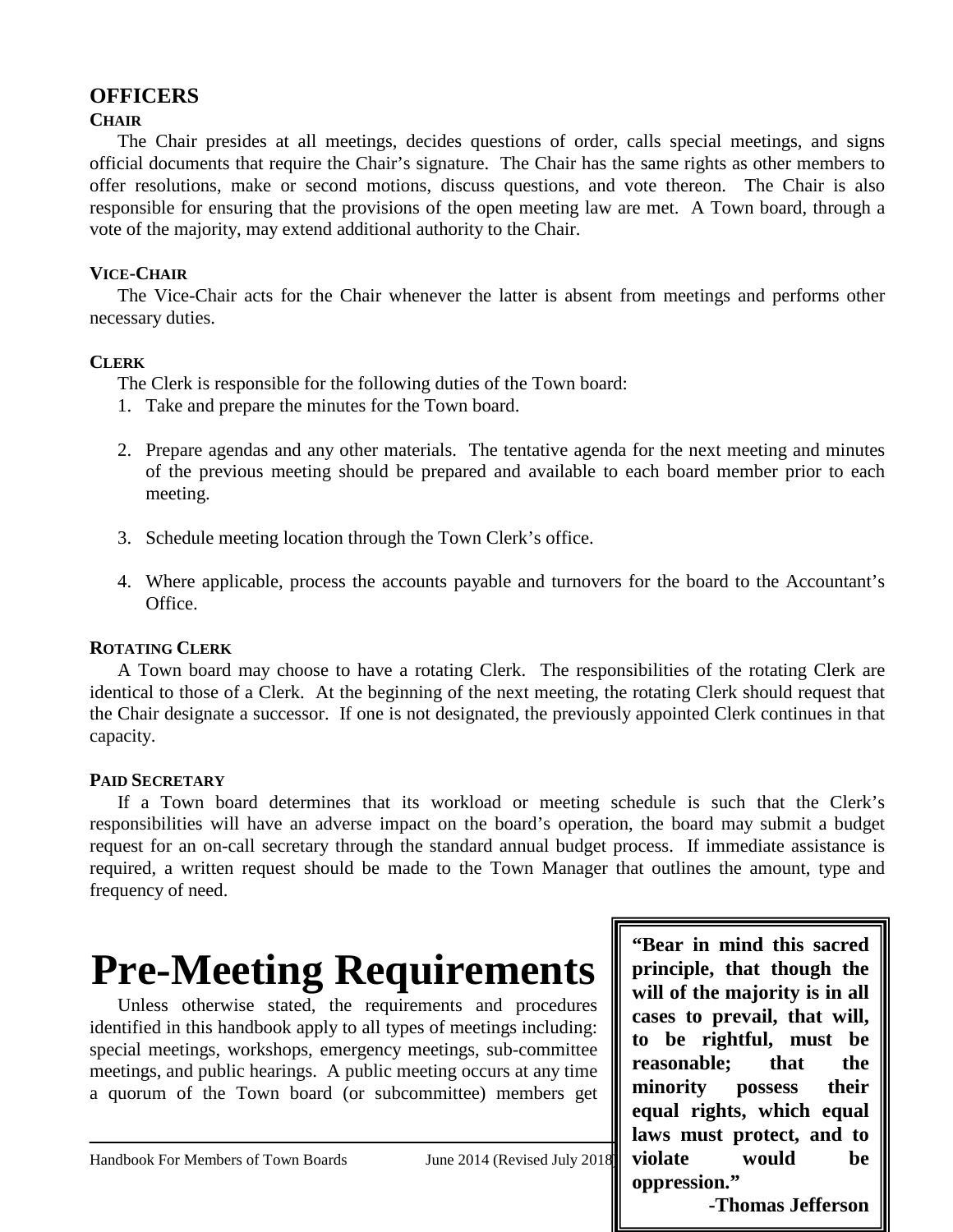## OFFICERS

### CHAIR

The Chair presides at all meetings, decides questions of order, calls special meetings, and signs official documents that require the Chair's signature. The Chair has the same rights as other members to offer resolutions, make or second motions, discuss questions, and vote thereon. The Chair is also responsible for ensuring that the provisions of the open meeting law are met. A Town board, through a vote of the majority, may extend additional authority to the Chair.

### VICE-CHAIR

The Vice-Chair acts for the Chair whenever the latter is absent from meetings and performs other necessary duties.

### CLERK

The Clerk is responsible for the following duties of the Town board:

1. Take and prepare the minutes for the Town board.

2. Prepare agendas and any other materials. The tentative agenda for the next meeting and minutes of the previous meeting should be prepared and available to each board member prior to each meeting.

3. Schedule meeting location through the Town Clerk's office.

4. Where applicable, process the accounts payable and turnovers for the board to the Accountant's Office.

### ROTATING CLERK

A Town board may choose to have a rotating Clerk. The responsibilities of the rotating Clerk are identical to those of a Clerk. At the beginning of the next meeting, the rotating Clerk should request that the Chair designate a successor. If one is not designated, the previously appointed Clerk continues in that capacity.

### PAID SECRETARY

If a Town board determines that its workload or meeting schedule is such that the Clerk's responsibilities will have an adverse impact on the board's operation, the board may submit a budget request for an on-call secretary through the standard annual budget process. If immediate assistance is required, a written request should be made to the Town Manager that outlines the amount, type and frequency of need.

# Pre-Meeting Requirements

Unless otherwise stated, the requirements and procedures identified in this handbook apply to all types of meetings including: special meetings, workshops, emergency meetings, sub-committee meetings, and public hearings. A public meeting occurs at any time a quorum of the Town board (or subcommittee) members get

**"Bear in mind this sacred principle, that though the will of the majority is in all cases to prevail, that will, to be rightful, must be reasonable; that the minority possess their equal rights, which equal laws must protect, and to violate would be oppression."**

**-Thomas Jefferson**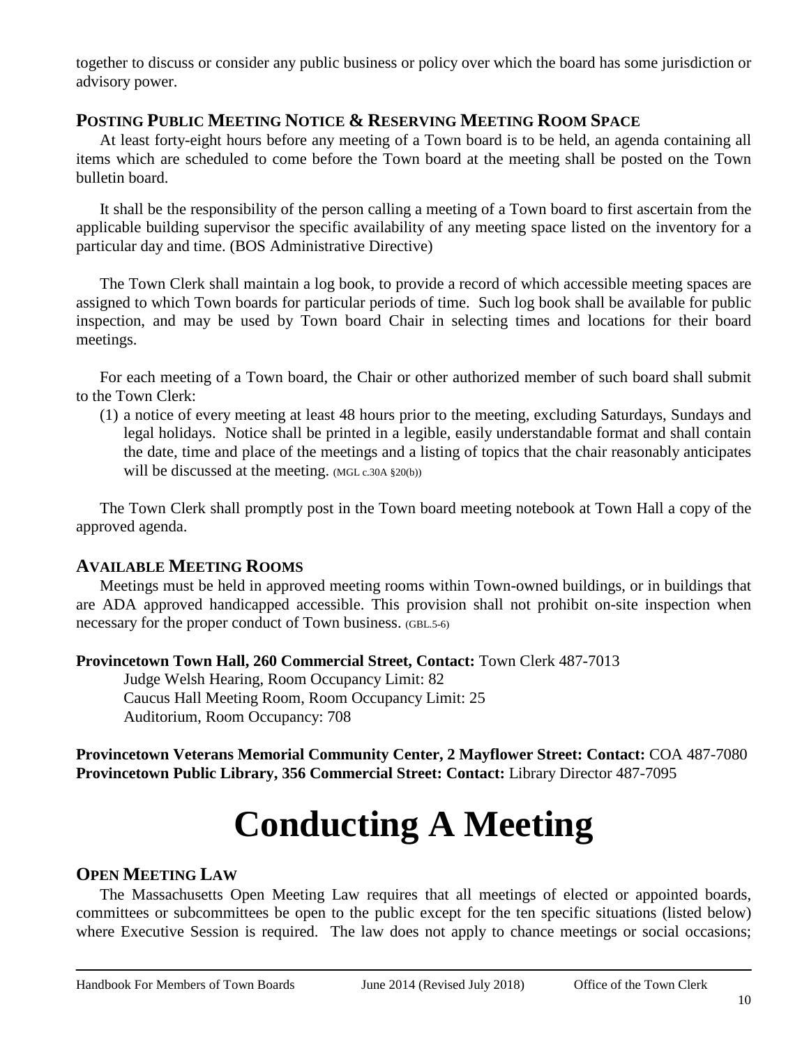together to discuss or consider any public business or policy over which the board has some jurisdiction or advisory power.

### POSTING PUBLIC MEETING NOTICE & RESERVING MEETING ROOM SPACE

At least forty-eight hours before any meeting of a Town board is to be held, an agenda containing all items which are scheduled to come before the Town board at the meeting shall be posted on the Town bulletin board.

It shall be the responsibility of the person calling a meeting of a Town board to first ascertain from the applicable building supervisor the specific availability of any meeting space listed on the inventory for a particular day and time. (BOS Administrative Directive)

The Town Clerk shall maintain a log book, to provide a record of which accessible meeting spaces are assigned to which Town boards for particular periods of time. Such log book shall be available for public inspection, and may be used by Town board Chair in selecting times and locations for their board meetings.

For each meeting of a Town board, the Chair or other authorized member of such board shall submit to the Town Clerk:

(1) a notice of every meeting at least 48 hours prior to the meeting, excluding Saturdays, Sundays and legal holidays. Notice shall be printed in a legible, easily understandable format and shall contain the date, time and place of the meetings and a listing of topics that the chair reasonably anticipates will be discussed at the meeting. (MGL c.30A §20(b))

The Town Clerk shall promptly post in the Town board meeting notebook at Town Hall a copy of the approved agenda.

### AVAILABLE MEETING ROOMS

Meetings must be held in approved meeting rooms within Town-owned buildings, or in buildings that are ADA approved handicapped accessible. This provision shall not prohibit on-site inspection when necessary for the proper conduct of Town business. (GBL.5-6)

**Provincetown Town Hall, 260 Commercial Street, Contact:** Town Clerk 487-7013

Judge Welsh Hearing, Room Occupancy Limit: 82
Caucus Hall Meeting Room, Room Occupancy Limit: 25
Auditorium, Room Occupancy: 708

**Provincetown Veterans Memorial Community Center, 2 Mayflower Street: Contact:** COA 487-7080
**Provincetown Public Library, 356 Commercial Street: Contact:** Library Director 487-7095

# Conducting A Meeting

### OPEN MEETING LAW

The Massachusetts Open Meeting Law requires that all meetings of elected or appointed boards, committees or subcommittees be open to the public except for the ten specific situations (listed below) where Executive Session is required. The law does not apply to chance meetings or social occasions;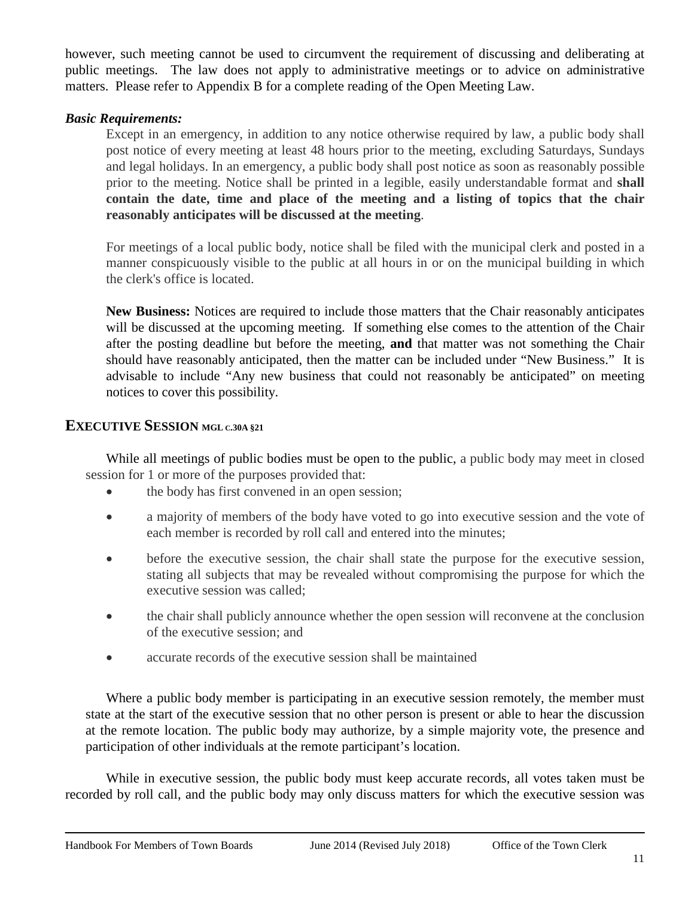however, such meeting cannot be used to circumvent the requirement of discussing and deliberating at public meetings. The law does not apply to administrative meetings or to advice on administrative matters. Please refer to Appendix B for a complete reading of the Open Meeting Law.

***Basic Requirements:***

Except in an emergency, in addition to any notice otherwise required by law, a public body shall post notice of every meeting at least 48 hours prior to the meeting, excluding Saturdays, Sundays and legal holidays. In an emergency, a public body shall post notice as soon as reasonably possible prior to the meeting. Notice shall be printed in a legible, easily understandable format and **shall contain the date, time and place of the meeting and a listing of topics that the chair reasonably anticipates will be discussed at the meeting**.

For meetings of a local public body, notice shall be filed with the municipal clerk and posted in a manner conspicuously visible to the public at all hours in or on the municipal building in which the clerk's office is located.

**New Business:** Notices are required to include those matters that the Chair reasonably anticipates will be discussed at the upcoming meeting. If something else comes to the attention of the Chair after the posting deadline but before the meeting, **and** that matter was not something the Chair should have reasonably anticipated, then the matter can be included under "New Business." It is advisable to include "Any new business that could not reasonably be anticipated" on meeting notices to cover this possibility.

## EXECUTIVE SESSION MGL C.30A §21

While all meetings of public bodies must be open to the public, a public body may meet in closed session for 1 or more of the purposes provided that:

- the body has first convened in an open session;
- a majority of members of the body have voted to go into executive session and the vote of each member is recorded by roll call and entered into the minutes;
- before the executive session, the chair shall state the purpose for the executive session, stating all subjects that may be revealed without compromising the purpose for which the executive session was called;
- the chair shall publicly announce whether the open session will reconvene at the conclusion of the executive session; and
- accurate records of the executive session shall be maintained

Where a public body member is participating in an executive session remotely, the member must state at the start of the executive session that no other person is present or able to hear the discussion at the remote location. The public body may authorize, by a simple majority vote, the presence and participation of other individuals at the remote participant's location.

While in executive session, the public body must keep accurate records, all votes taken must be recorded by roll call, and the public body may only discuss matters for which the executive session was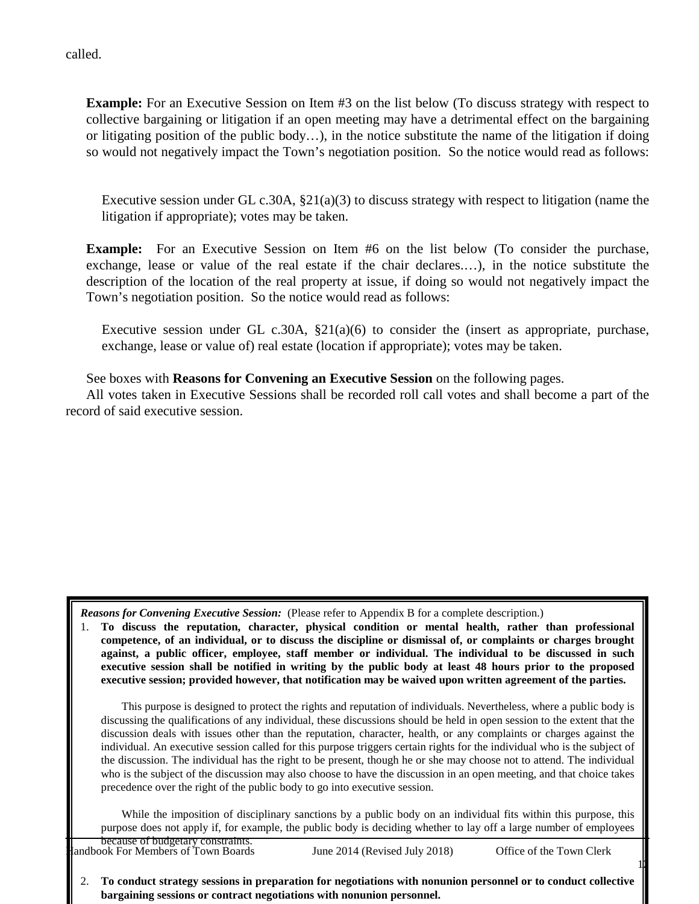called.

**Example:** For an Executive Session on Item #3 on the list below (To discuss strategy with respect to collective bargaining or litigation if an open meeting may have a detrimental effect on the bargaining or litigating position of the public body…), in the notice substitute the name of the litigation if doing so would not negatively impact the Town's negotiation position. So the notice would read as follows:

> Executive session under GL c.30A, §21(a)(3) to discuss strategy with respect to litigation (name the litigation if appropriate); votes may be taken.

**Example:** For an Executive Session on Item #6 on the list below (To consider the purchase, exchange, lease or value of the real estate if the chair declares.…), in the notice substitute the description of the location of the real property at issue, if doing so would not negatively impact the Town's negotiation position. So the notice would read as follows:

> Executive session under GL c.30A, §21(a)(6) to consider the (insert as appropriate, purchase, exchange, lease or value of) real estate (location if appropriate); votes may be taken.

See boxes with **Reasons for Convening an Executive Session** on the following pages.

All votes taken in Executive Sessions shall be recorded roll call votes and shall become a part of the record of said executive session.

***Reasons for Convening Executive Session:*** (Please refer to Appendix B for a complete description.)

1. **To discuss the reputation, character, physical condition or mental health, rather than professional competence, of an individual, or to discuss the discipline or dismissal of, or complaints or charges brought against, a public officer, employee, staff member or individual. The individual to be discussed in such executive session shall be notified in writing by the public body at least 48 hours prior to the proposed executive session; provided however, that notification may be waived upon written agreement of the parties.**

   This purpose is designed to protect the rights and reputation of individuals. Nevertheless, where a public body is discussing the qualifications of any individual, these discussions should be held in open session to the extent that the discussion deals with issues other than the reputation, character, health, or any complaints or charges against the individual. An executive session called for this purpose triggers certain rights for the individual who is the subject of the discussion. The individual has the right to be present, though he or she may choose not to attend. The individual who is the subject of the discussion may also choose to have the discussion in an open meeting, and that choice takes precedence over the right of the public body to go into executive session.

   While the imposition of disciplinary sanctions by a public body on an individual fits within this purpose, this purpose does not apply if, for example, the public body is deciding whether to lay off a large number of employees because of budgetary constraints.

2. **To conduct strategy sessions in preparation for negotiations with nonunion personnel or to conduct collective bargaining sessions or contract negotiations with nonunion personnel.**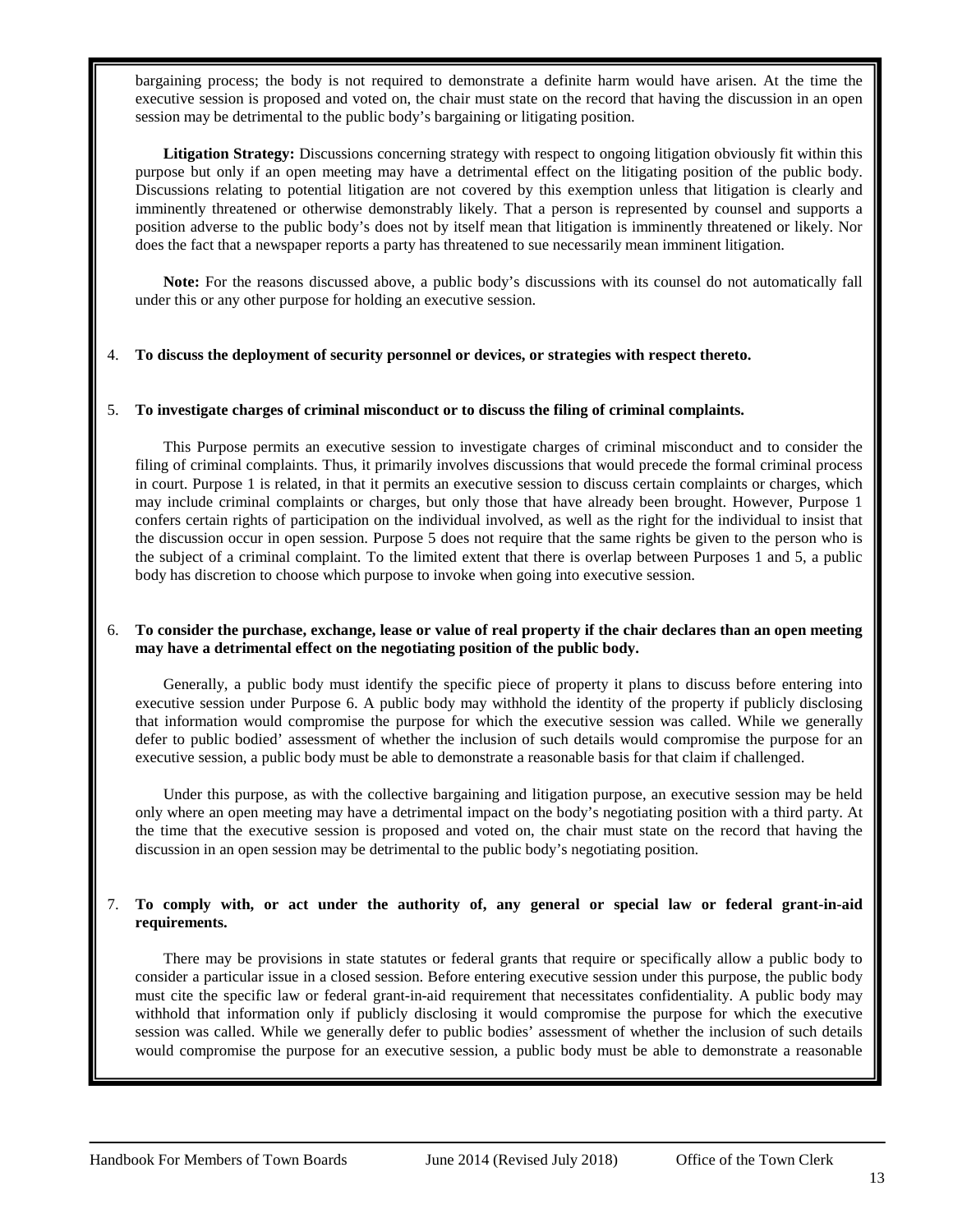bargaining process; the body is not required to demonstrate a definite harm would have arisen. At the time the executive session is proposed and voted on, the chair must state on the record that having the discussion in an open session may be detrimental to the public body's bargaining or litigating position.

**Litigation Strategy:** Discussions concerning strategy with respect to ongoing litigation obviously fit within this purpose but only if an open meeting may have a detrimental effect on the litigating position of the public body. Discussions relating to potential litigation are not covered by this exemption unless that litigation is clearly and imminently threatened or otherwise demonstrably likely. That a person is represented by counsel and supports a position adverse to the public body's does not by itself mean that litigation is imminently threatened or likely. Nor does the fact that a newspaper reports a party has threatened to sue necessarily mean imminent litigation.

**Note:** For the reasons discussed above, a public body's discussions with its counsel do not automatically fall under this or any other purpose for holding an executive session.

4. **To discuss the deployment of security personnel or devices, or strategies with respect thereto.**

5. **To investigate charges of criminal misconduct or to discuss the filing of criminal complaints.**

This Purpose permits an executive session to investigate charges of criminal misconduct and to consider the filing of criminal complaints. Thus, it primarily involves discussions that would precede the formal criminal process in court. Purpose 1 is related, in that it permits an executive session to discuss certain complaints or charges, which may include criminal complaints or charges, but only those that have already been brought. However, Purpose 1 confers certain rights of participation on the individual involved, as well as the right for the individual to insist that the discussion occur in open session. Purpose 5 does not require that the same rights be given to the person who is the subject of a criminal complaint. To the limited extent that there is overlap between Purposes 1 and 5, a public body has discretion to choose which purpose to invoke when going into executive session.

6. **To consider the purchase, exchange, lease or value of real property if the chair declares than an open meeting may have a detrimental effect on the negotiating position of the public body.**

Generally, a public body must identify the specific piece of property it plans to discuss before entering into executive session under Purpose 6. A public body may withhold the identity of the property if publicly disclosing that information would compromise the purpose for which the executive session was called. While we generally defer to public bodied' assessment of whether the inclusion of such details would compromise the purpose for an executive session, a public body must be able to demonstrate a reasonable basis for that claim if challenged.

Under this purpose, as with the collective bargaining and litigation purpose, an executive session may be held only where an open meeting may have a detrimental impact on the body's negotiating position with a third party. At the time that the executive session is proposed and voted on, the chair must state on the record that having the discussion in an open session may be detrimental to the public body's negotiating position.

7. **To comply with, or act under the authority of, any general or special law or federal grant-in-aid requirements.**

There may be provisions in state statutes or federal grants that require or specifically allow a public body to consider a particular issue in a closed session. Before entering executive session under this purpose, the public body must cite the specific law or federal grant-in-aid requirement that necessitates confidentiality. A public body may withhold that information only if publicly disclosing it would compromise the purpose for which the executive session was called. While we generally defer to public bodies' assessment of whether the inclusion of such details would compromise the purpose for an executive session, a public body must be able to demonstrate a reasonable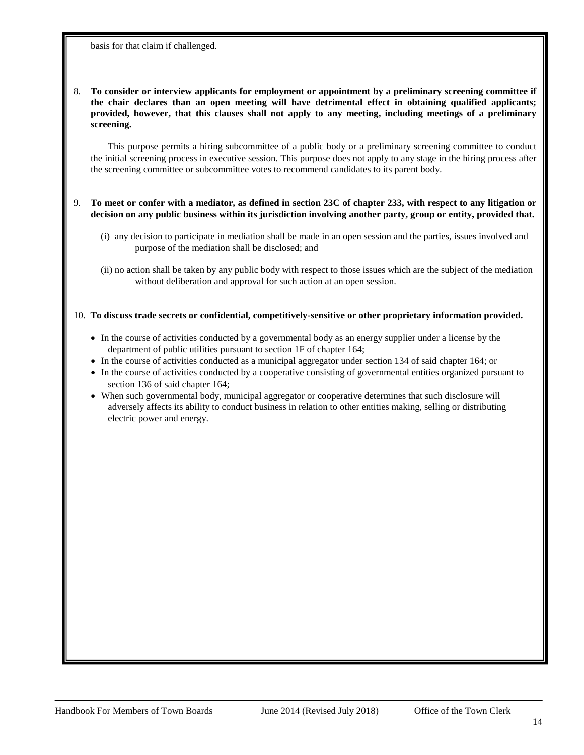basis for that claim if challenged.

8. **To consider or interview applicants for employment or appointment by a preliminary screening committee if the chair declares than an open meeting will have detrimental effect in obtaining qualified applicants; provided, however, that this clauses shall not apply to any meeting, including meetings of a preliminary screening.**

   This purpose permits a hiring subcommittee of a public body or a preliminary screening committee to conduct the initial screening process in executive session. This purpose does not apply to any stage in the hiring process after the screening committee or subcommittee votes to recommend candidates to its parent body.

9. **To meet or confer with a mediator, as defined in section 23C of chapter 233, with respect to any litigation or decision on any public business within its jurisdiction involving another party, group or entity, provided that.**

   (i) any decision to participate in mediation shall be made in an open session and the parties, issues involved and purpose of the mediation shall be disclosed; and

   (ii) no action shall be taken by any public body with respect to those issues which are the subject of the mediation without deliberation and approval for such action at an open session.

10. **To discuss trade secrets or confidential, competitively-sensitive or other proprietary information provided.**

    - In the course of activities conducted by a governmental body as an energy supplier under a license by the department of public utilities pursuant to section 1F of chapter 164;
    - In the course of activities conducted as a municipal aggregator under section 134 of said chapter 164; or
    - In the course of activities conducted by a cooperative consisting of governmental entities organized pursuant to section 136 of said chapter 164;
    - When such governmental body, municipal aggregator or cooperative determines that such disclosure will adversely affects its ability to conduct business in relation to other entities making, selling or distributing electric power and energy.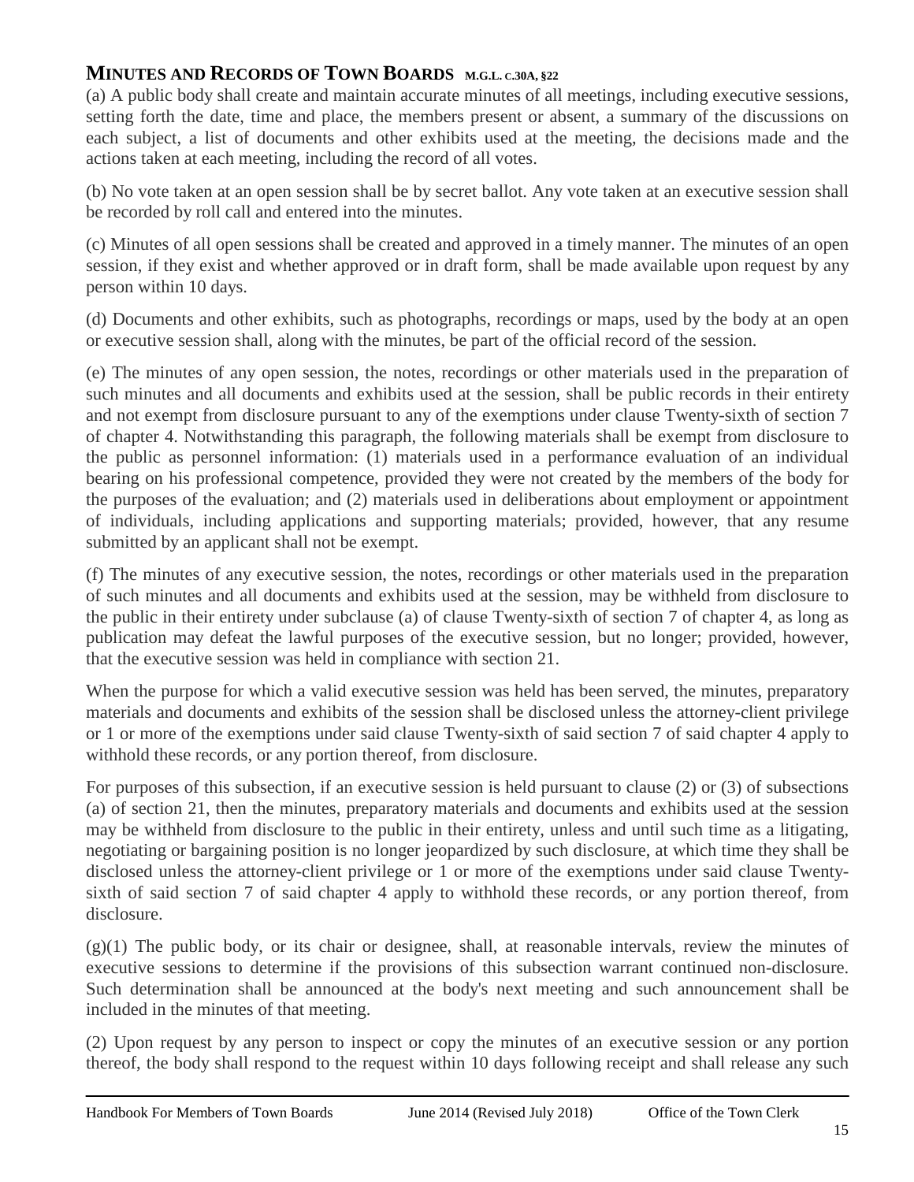## Minutes and Records of Town Boards M.G.L. c.30A, §22

(a) A public body shall create and maintain accurate minutes of all meetings, including executive sessions, setting forth the date, time and place, the members present or absent, a summary of the discussions on each subject, a list of documents and other exhibits used at the meeting, the decisions made and the actions taken at each meeting, including the record of all votes.

(b) No vote taken at an open session shall be by secret ballot. Any vote taken at an executive session shall be recorded by roll call and entered into the minutes.

(c) Minutes of all open sessions shall be created and approved in a timely manner. The minutes of an open session, if they exist and whether approved or in draft form, shall be made available upon request by any person within 10 days.

(d) Documents and other exhibits, such as photographs, recordings or maps, used by the body at an open or executive session shall, along with the minutes, be part of the official record of the session.

(e) The minutes of any open session, the notes, recordings or other materials used in the preparation of such minutes and all documents and exhibits used at the session, shall be public records in their entirety and not exempt from disclosure pursuant to any of the exemptions under clause Twenty-sixth of section 7 of chapter 4. Notwithstanding this paragraph, the following materials shall be exempt from disclosure to the public as personnel information: (1) materials used in a performance evaluation of an individual bearing on his professional competence, provided they were not created by the members of the body for the purposes of the evaluation; and (2) materials used in deliberations about employment or appointment of individuals, including applications and supporting materials; provided, however, that any resume submitted by an applicant shall not be exempt.

(f) The minutes of any executive session, the notes, recordings or other materials used in the preparation of such minutes and all documents and exhibits used at the session, may be withheld from disclosure to the public in their entirety under subclause (a) of clause Twenty-sixth of section 7 of chapter 4, as long as publication may defeat the lawful purposes of the executive session, but no longer; provided, however, that the executive session was held in compliance with section 21.

When the purpose for which a valid executive session was held has been served, the minutes, preparatory materials and documents and exhibits of the session shall be disclosed unless the attorney-client privilege or 1 or more of the exemptions under said clause Twenty-sixth of said section 7 of said chapter 4 apply to withhold these records, or any portion thereof, from disclosure.

For purposes of this subsection, if an executive session is held pursuant to clause (2) or (3) of subsections (a) of section 21, then the minutes, preparatory materials and documents and exhibits used at the session may be withheld from disclosure to the public in their entirety, unless and until such time as a litigating, negotiating or bargaining position is no longer jeopardized by such disclosure, at which time they shall be disclosed unless the attorney-client privilege or 1 or more of the exemptions under said clause Twenty-sixth of said section 7 of said chapter 4 apply to withhold these records, or any portion thereof, from disclosure.

(g)(1) The public body, or its chair or designee, shall, at reasonable intervals, review the minutes of executive sessions to determine if the provisions of this subsection warrant continued non-disclosure. Such determination shall be announced at the body's next meeting and such announcement shall be included in the minutes of that meeting.

(2) Upon request by any person to inspect or copy the minutes of an executive session or any portion thereof, the body shall respond to the request within 10 days following receipt and shall release any such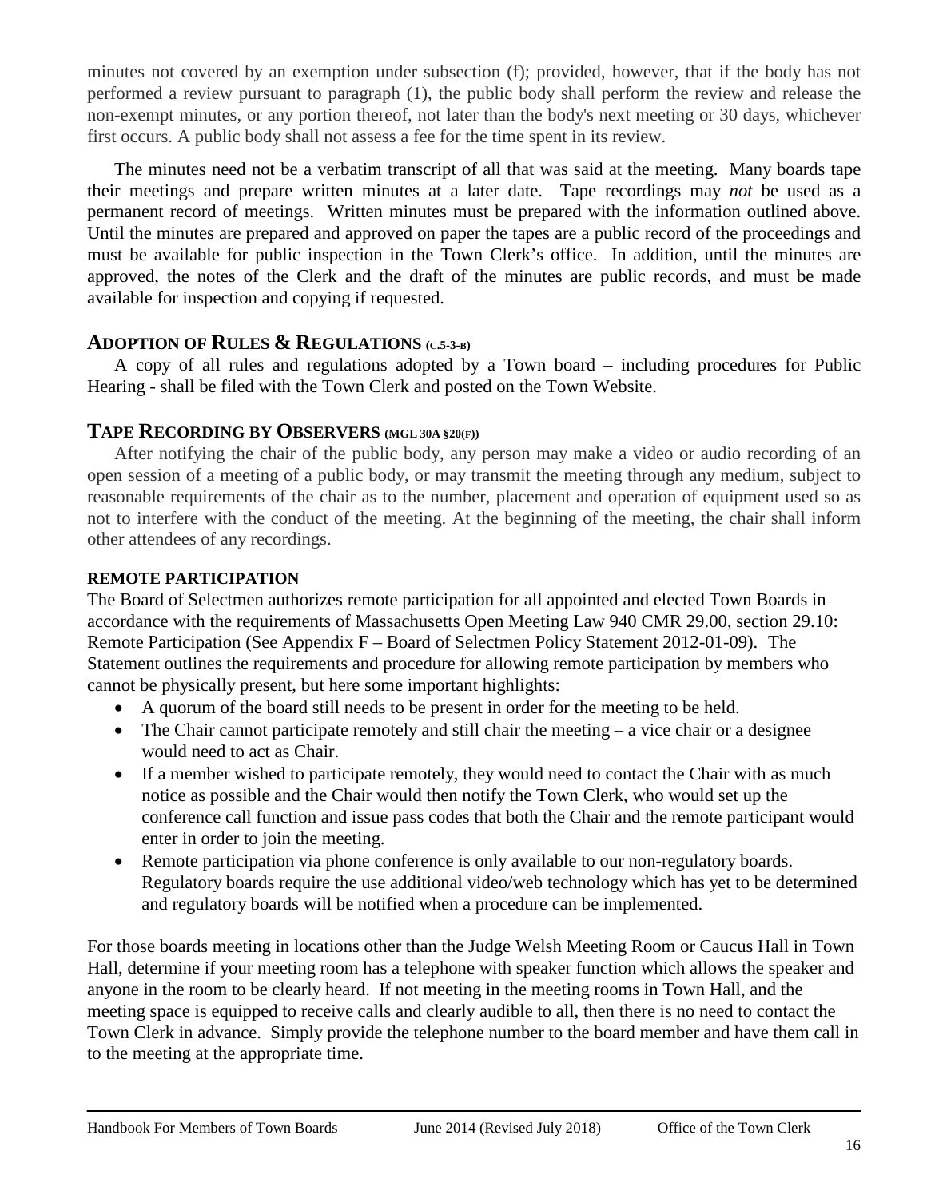minutes not covered by an exemption under subsection (f); provided, however, that if the body has not performed a review pursuant to paragraph (1), the public body shall perform the review and release the non-exempt minutes, or any portion thereof, not later than the body's next meeting or 30 days, whichever first occurs. A public body shall not assess a fee for the time spent in its review.

The minutes need not be a verbatim transcript of all that was said at the meeting. Many boards tape their meetings and prepare written minutes at a later date. Tape recordings may *not* be used as a permanent record of meetings. Written minutes must be prepared with the information outlined above. Until the minutes are prepared and approved on paper the tapes are a public record of the proceedings and must be available for public inspection in the Town Clerk's office. In addition, until the minutes are approved, the notes of the Clerk and the draft of the minutes are public records, and must be made available for inspection and copying if requested.

## ADOPTION OF RULES & REGULATIONS (C.5-3-B)

A copy of all rules and regulations adopted by a Town board – including procedures for Public Hearing - shall be filed with the Town Clerk and posted on the Town Website.

## TAPE RECORDING BY OBSERVERS (MGL 30A §20(F))

After notifying the chair of the public body, any person may make a video or audio recording of an open session of a meeting of a public body, or may transmit the meeting through any medium, subject to reasonable requirements of the chair as to the number, placement and operation of equipment used so as not to interfere with the conduct of the meeting. At the beginning of the meeting, the chair shall inform other attendees of any recordings.

### REMOTE PARTICIPATION

The Board of Selectmen authorizes remote participation for all appointed and elected Town Boards in accordance with the requirements of Massachusetts Open Meeting Law 940 CMR 29.00, section 29.10: Remote Participation (See Appendix F – Board of Selectmen Policy Statement 2012-01-09). The Statement outlines the requirements and procedure for allowing remote participation by members who cannot be physically present, but here some important highlights:

- A quorum of the board still needs to be present in order for the meeting to be held.
- The Chair cannot participate remotely and still chair the meeting – a vice chair or a designee would need to act as Chair.
- If a member wished to participate remotely, they would need to contact the Chair with as much notice as possible and the Chair would then notify the Town Clerk, who would set up the conference call function and issue pass codes that both the Chair and the remote participant would enter in order to join the meeting.
- Remote participation via phone conference is only available to our non-regulatory boards. Regulatory boards require the use additional video/web technology which has yet to be determined and regulatory boards will be notified when a procedure can be implemented.

For those boards meeting in locations other than the Judge Welsh Meeting Room or Caucus Hall in Town Hall, determine if your meeting room has a telephone with speaker function which allows the speaker and anyone in the room to be clearly heard. If not meeting in the meeting rooms in Town Hall, and the meeting space is equipped to receive calls and clearly audible to all, then there is no need to contact the Town Clerk in advance. Simply provide the telephone number to the board member and have them call in to the meeting at the appropriate time.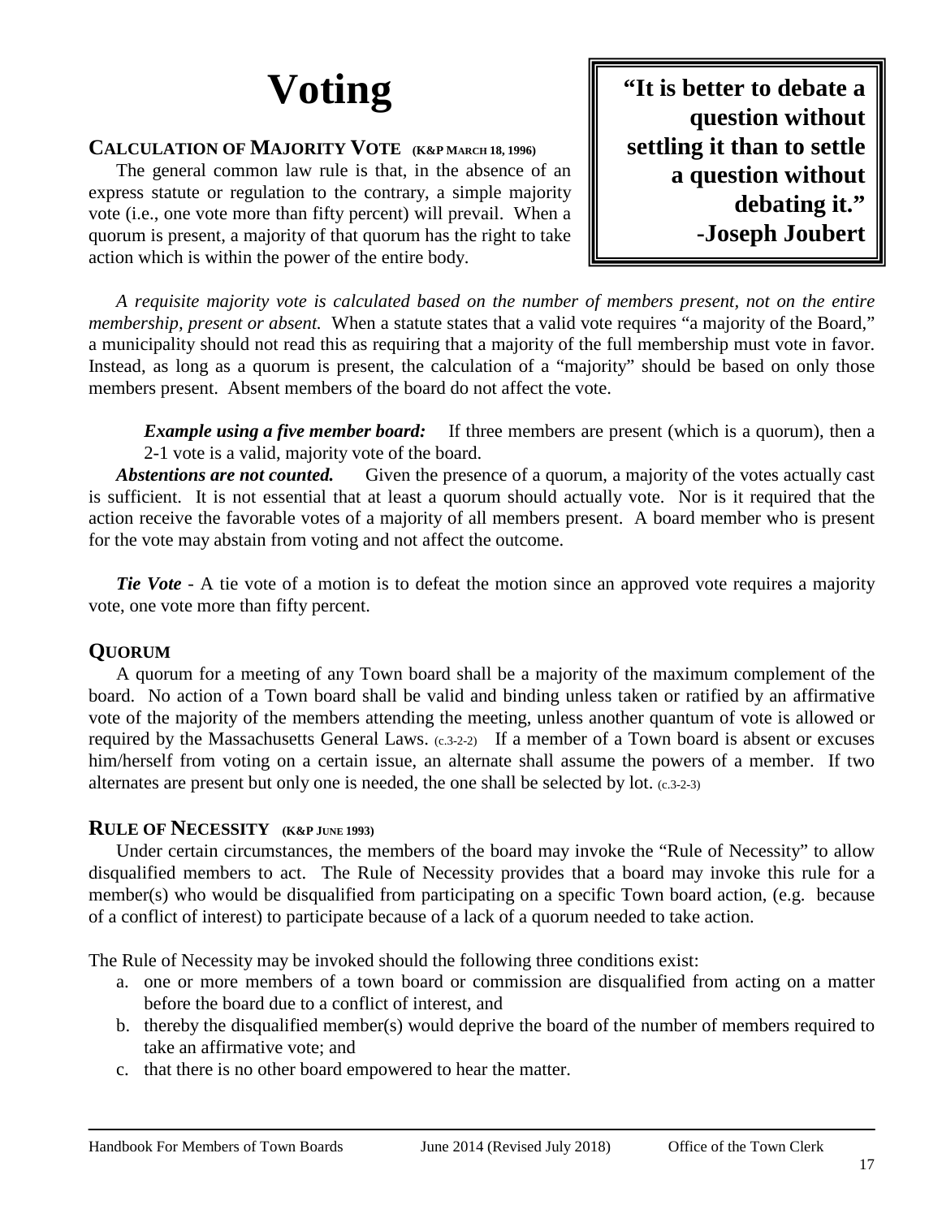# Voting

> **"It is better to debate a question without settling it than to settle a question without debating it."**
> **-Joseph Joubert**

## CALCULATION OF MAJORITY VOTE (K&P MARCH 18, 1996)

The general common law rule is that, in the absence of an express statute or regulation to the contrary, a simple majority vote (i.e., one vote more than fifty percent) will prevail. When a quorum is present, a majority of that quorum has the right to take action which is within the power of the entire body.

*A requisite majority vote is calculated based on the number of members present, not on the entire membership, present or absent.* When a statute states that a valid vote requires "a majority of the Board," a municipality should not read this as requiring that a majority of the full membership must vote in favor. Instead, as long as a quorum is present, the calculation of a "majority" should be based on only those members present. Absent members of the board do not affect the vote.

> ***Example using a five member board:*** If three members are present (which is a quorum), then a 2-1 vote is a valid, majority vote of the board.

***Abstentions are not counted.*** Given the presence of a quorum, a majority of the votes actually cast is sufficient. It is not essential that at least a quorum should actually vote. Nor is it required that the action receive the favorable votes of a majority of all members present. A board member who is present for the vote may abstain from voting and not affect the outcome.

***Tie Vote*** - A tie vote of a motion is to defeat the motion since an approved vote requires a majority vote, one vote more than fifty percent.

## QUORUM

A quorum for a meeting of any Town board shall be a majority of the maximum complement of the board. No action of a Town board shall be valid and binding unless taken or ratified by an affirmative vote of the majority of the members attending the meeting, unless another quantum of vote is allowed or required by the Massachusetts General Laws. (c.3-2-2) If a member of a Town board is absent or excuses him/herself from voting on a certain issue, an alternate shall assume the powers of a member. If two alternates are present but only one is needed, the one shall be selected by lot. (c.3-2-3)

## RULE OF NECESSITY (K&P JUNE 1993)

Under certain circumstances, the members of the board may invoke the "Rule of Necessity" to allow disqualified members to act. The Rule of Necessity provides that a board may invoke this rule for a member(s) who would be disqualified from participating on a specific Town board action, (e.g. because of a conflict of interest) to participate because of a lack of a quorum needed to take action.

The Rule of Necessity may be invoked should the following three conditions exist:

a. one or more members of a town board or commission are disqualified from acting on a matter before the board due to a conflict of interest, and
b. thereby the disqualified member(s) would deprive the board of the number of members required to take an affirmative vote; and
c. that there is no other board empowered to hear the matter.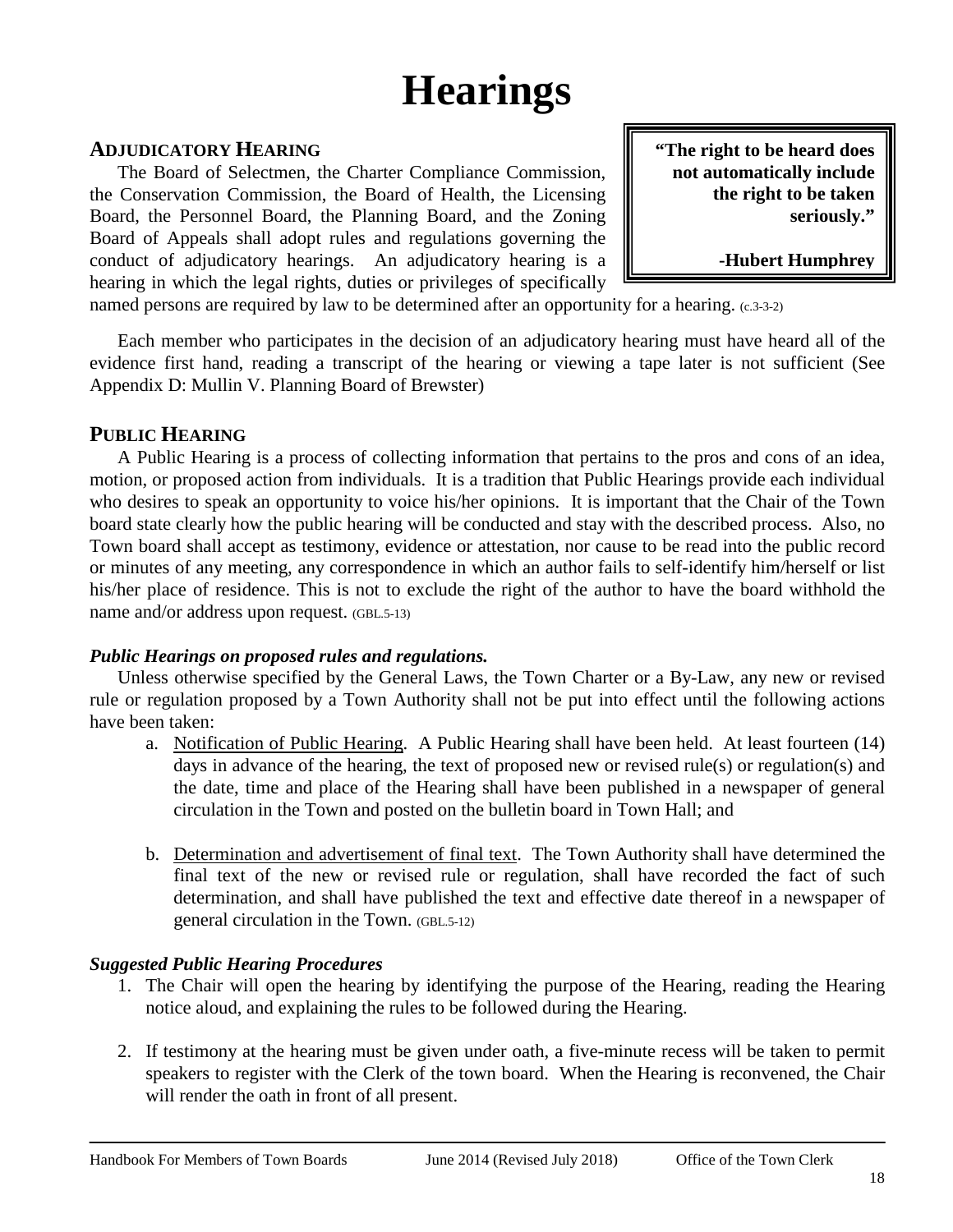# Hearings

## ADJUDICATORY HEARING

> **"The right to be heard does not automatically include the right to be taken seriously."**
>
> **-Hubert Humphrey**

The Board of Selectmen, the Charter Compliance Commission, the Conservation Commission, the Board of Health, the Licensing Board, the Personnel Board, the Planning Board, and the Zoning Board of Appeals shall adopt rules and regulations governing the conduct of adjudicatory hearings. An adjudicatory hearing is a hearing in which the legal rights, duties or privileges of specifically named persons are required by law to be determined after an opportunity for a hearing. (c.3-3-2)

Each member who participates in the decision of an adjudicatory hearing must have heard all of the evidence first hand, reading a transcript of the hearing or viewing a tape later is not sufficient (See Appendix D: Mullin V. Planning Board of Brewster)

## PUBLIC HEARING

A Public Hearing is a process of collecting information that pertains to the pros and cons of an idea, motion, or proposed action from individuals. It is a tradition that Public Hearings provide each individual who desires to speak an opportunity to voice his/her opinions. It is important that the Chair of the Town board state clearly how the public hearing will be conducted and stay with the described process. Also, no Town board shall accept as testimony, evidence or attestation, nor cause to be read into the public record or minutes of any meeting, any correspondence in which an author fails to self-identify him/herself or list his/her place of residence. This is not to exclude the right of the author to have the board withhold the name and/or address upon request. (GBL.5-13)

### *Public Hearings on proposed rules and regulations.*

Unless otherwise specified by the General Laws, the Town Charter or a By-Law, any new or revised rule or regulation proposed by a Town Authority shall not be put into effect until the following actions have been taken:

a. Notification of Public Hearing. A Public Hearing shall have been held. At least fourteen (14) days in advance of the hearing, the text of proposed new or revised rule(s) or regulation(s) and the date, time and place of the Hearing shall have been published in a newspaper of general circulation in the Town and posted on the bulletin board in Town Hall; and

b. Determination and advertisement of final text. The Town Authority shall have determined the final text of the new or revised rule or regulation, shall have recorded the fact of such determination, and shall have published the text and effective date thereof in a newspaper of general circulation in the Town. (GBL.5-12)

### *Suggested Public Hearing Procedures*

1. The Chair will open the hearing by identifying the purpose of the Hearing, reading the Hearing notice aloud, and explaining the rules to be followed during the Hearing.

2. If testimony at the hearing must be given under oath, a five-minute recess will be taken to permit speakers to register with the Clerk of the town board. When the Hearing is reconvened, the Chair will render the oath in front of all present.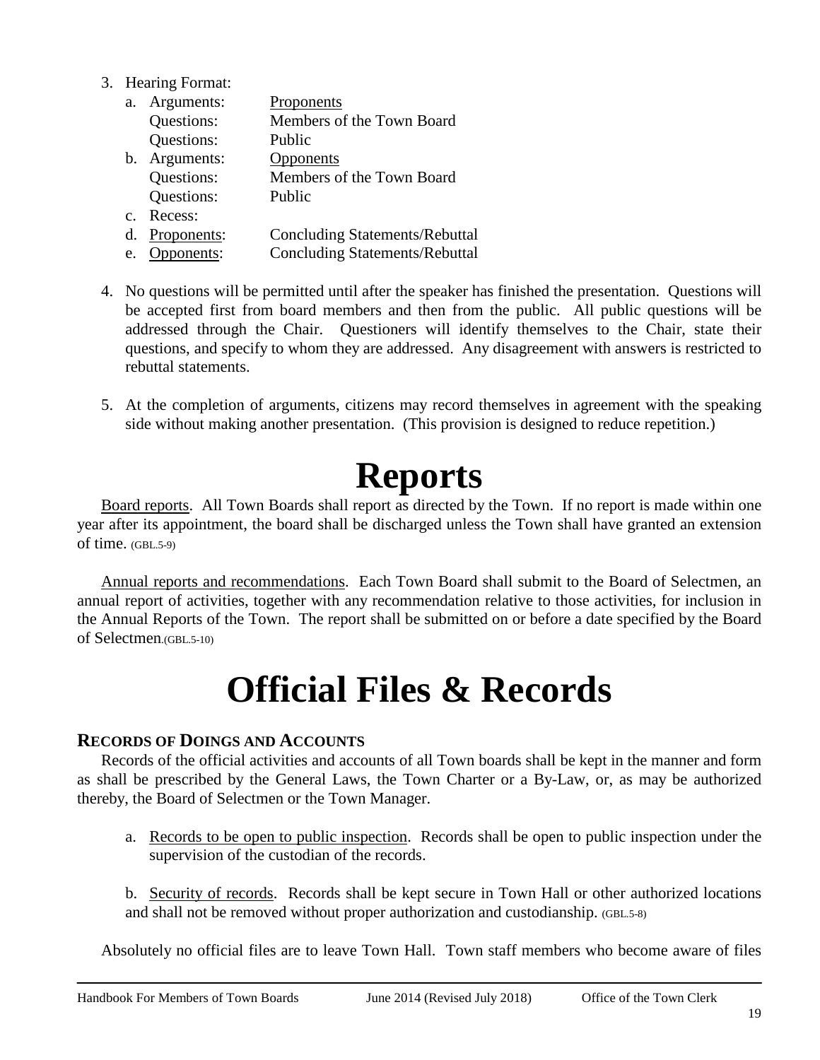3. Hearing Format:
   a. Arguments: <u>Proponents</u>
      Questions: Members of the Town Board
      Questions: Public
   b. Arguments: <u>Opponents</u>
      Questions: Members of the Town Board
      Questions: Public
   c. Recess:
   d. <u>Proponents</u>: Concluding Statements/Rebuttal
   e. <u>Opponents</u>: Concluding Statements/Rebuttal

4. No questions will be permitted until after the speaker has finished the presentation. Questions will be accepted first from board members and then from the public. All public questions will be addressed through the Chair. Questioners will identify themselves to the Chair, state their questions, and specify to whom they are addressed. Any disagreement with answers is restricted to rebuttal statements.

5. At the completion of arguments, citizens may record themselves in agreement with the speaking side without making another presentation. (This provision is designed to reduce repetition.)

# Reports

<u>Board reports</u>. All Town Boards shall report as directed by the Town. If no report is made within one year after its appointment, the board shall be discharged unless the Town shall have granted an extension of time. (GBL.5-9)

<u>Annual reports and recommendations</u>. Each Town Board shall submit to the Board of Selectmen, an annual report of activities, together with any recommendation relative to those activities, for inclusion in the Annual Reports of the Town. The report shall be submitted on or before a date specified by the Board of Selectmen.(GBL.5-10)

# Official Files & Records

### RECORDS OF DOINGS AND ACCOUNTS

Records of the official activities and accounts of all Town boards shall be kept in the manner and form as shall be prescribed by the General Laws, the Town Charter or a By-Law, or, as may be authorized thereby, the Board of Selectmen or the Town Manager.

a. <u>Records to be open to public inspection</u>. Records shall be open to public inspection under the supervision of the custodian of the records.

b. <u>Security of records</u>. Records shall be kept secure in Town Hall or other authorized locations and shall not be removed without proper authorization and custodianship. (GBL.5-8)

Absolutely no official files are to leave Town Hall. Town staff members who become aware of files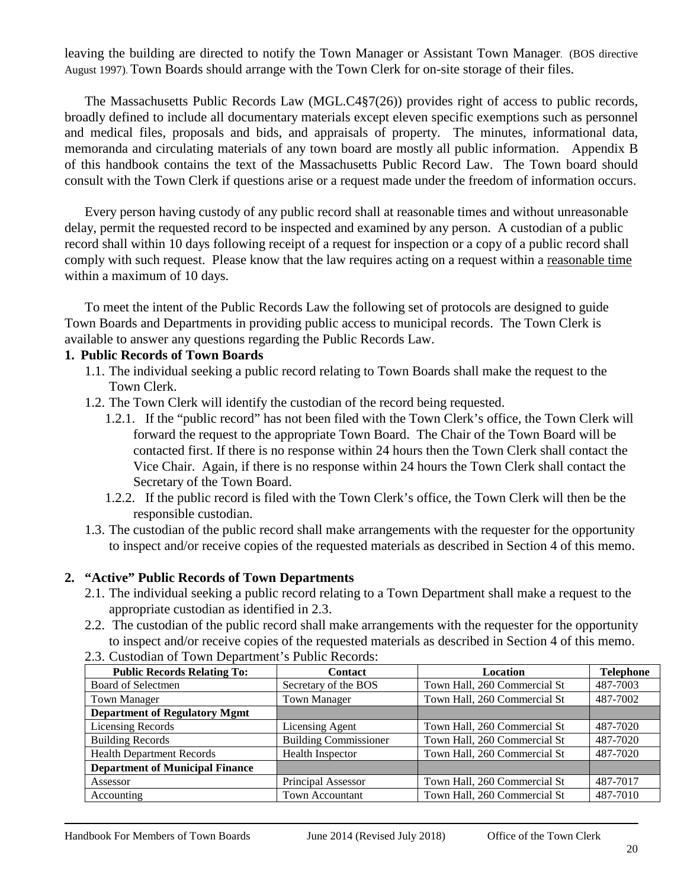leaving the building are directed to notify the Town Manager or Assistant Town Manager. (BOS directive August 1997). Town Boards should arrange with the Town Clerk for on-site storage of their files.

The Massachusetts Public Records Law (MGL.C4§7(26)) provides right of access to public records, broadly defined to include all documentary materials except eleven specific exemptions such as personnel and medical files, proposals and bids, and appraisals of property. The minutes, informational data, memoranda and circulating materials of any town board are mostly all public information. Appendix B of this handbook contains the text of the Massachusetts Public Record Law. The Town board should consult with the Town Clerk if questions arise or a request made under the freedom of information occurs.

Every person having custody of any public record shall at reasonable times and without unreasonable delay, permit the requested record to be inspected and examined by any person. A custodian of a public record shall within 10 days following receipt of a request for inspection or a copy of a public record shall comply with such request. Please know that the law requires acting on a request within a reasonable time within a maximum of 10 days.

To meet the intent of the Public Records Law the following set of protocols are designed to guide Town Boards and Departments in providing public access to municipal records. The Town Clerk is available to answer any questions regarding the Public Records Law.

**1. Public Records of Town Boards**

1.1. The individual seeking a public record relating to Town Boards shall make the request to the Town Clerk.

1.2. The Town Clerk will identify the custodian of the record being requested.

1.2.1. If the "public record" has not been filed with the Town Clerk's office, the Town Clerk will forward the request to the appropriate Town Board. The Chair of the Town Board will be contacted first. If there is no response within 24 hours then the Town Clerk shall contact the Vice Chair. Again, if there is no response within 24 hours the Town Clerk shall contact the Secretary of the Town Board.

1.2.2. If the public record is filed with the Town Clerk's office, the Town Clerk will then be the responsible custodian.

1.3. The custodian of the public record shall make arrangements with the requester for the opportunity to inspect and/or receive copies of the requested materials as described in Section 4 of this memo.

**2. "Active" Public Records of Town Departments**

2.1. The individual seeking a public record relating to a Town Department shall make a request to the appropriate custodian as identified in 2.3.

2.2. The custodian of the public record shall make arrangements with the requester for the opportunity to inspect and/or receive copies of the requested materials as described in Section 4 of this memo.

2.3. Custodian of Town Department's Public Records:

| Public Records Relating To: | Contact | Location | Telephone |
|---|---|---|---|
| Board of Selectmen | Secretary of the BOS | Town Hall, 260 Commercial St | 487-7003 |
| Town Manager | Town Manager | Town Hall, 260 Commercial St | 487-7002 |
| **Department of Regulatory Mgmt** | | | |
| Licensing Records | Licensing Agent | Town Hall, 260 Commercial St | 487-7020 |
| Building Records | Building Commissioner | Town Hall, 260 Commercial St | 487-7020 |
| Health Department Records | Health Inspector | Town Hall, 260 Commercial St | 487-7020 |
| **Department of Municipal Finance** | | | |
| Assessor | Principal Assessor | Town Hall, 260 Commercial St | 487-7017 |
| Accounting | Town Accountant | Town Hall, 260 Commercial St | 487-7010 |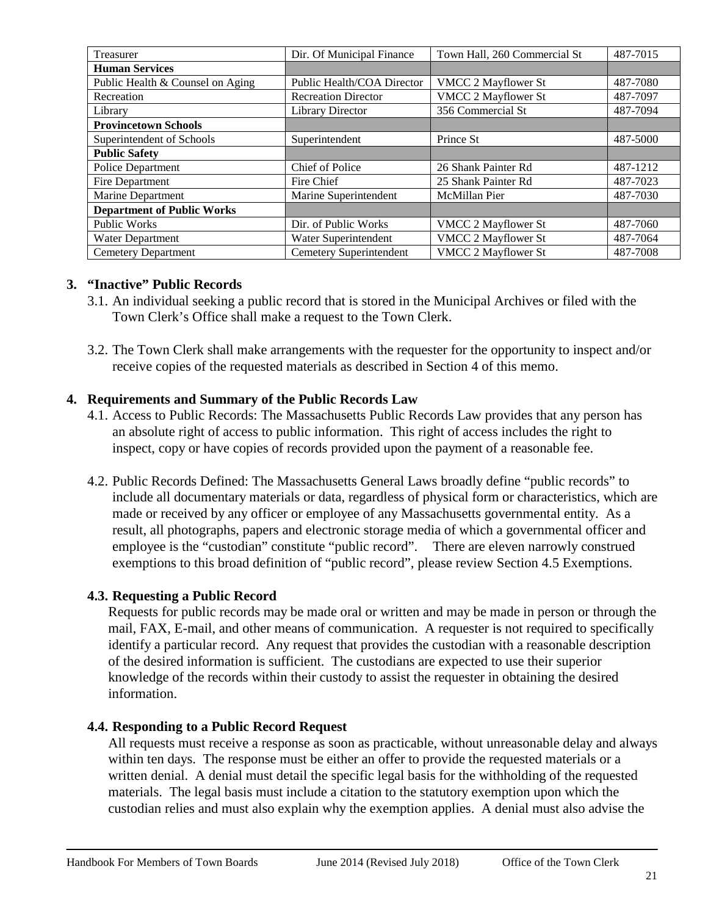| Treasurer | Dir. Of Municipal Finance | Town Hall, 260 Commercial St | 487-7015 |
|---|---|---|---|
| **Human Services** | | | |
| Public Health & Counsel on Aging | Public Health/COA Director | VMCC 2 Mayflower St | 487-7080 |
| Recreation | Recreation Director | VMCC 2 Mayflower St | 487-7097 |
| Library | Library Director | 356 Commercial St | 487-7094 |
| **Provincetown Schools** | | | |
| Superintendent of Schools | Superintendent | Prince St | 487-5000 |
| **Public Safety** | | | |
| Police Department | Chief of Police | 26 Shank Painter Rd | 487-1212 |
| Fire Department | Fire Chief | 25 Shank Painter Rd | 487-7023 |
| Marine Department | Marine Superintendent | McMillan Pier | 487-7030 |
| **Department of Public Works** | | | |
| Public Works | Dir. of Public Works | VMCC 2 Mayflower St | 487-7060 |
| Water Department | Water Superintendent | VMCC 2 Mayflower St | 487-7064 |
| Cemetery Department | Cemetery Superintendent | VMCC 2 Mayflower St | 487-7008 |

## 3. "Inactive" Public Records

3.1. An individual seeking a public record that is stored in the Municipal Archives or filed with the Town Clerk's Office shall make a request to the Town Clerk.

3.2. The Town Clerk shall make arrangements with the requester for the opportunity to inspect and/or receive copies of the requested materials as described in Section 4 of this memo.

## 4. Requirements and Summary of the Public Records Law

4.1. Access to Public Records: The Massachusetts Public Records Law provides that any person has an absolute right of access to public information. This right of access includes the right to inspect, copy or have copies of records provided upon the payment of a reasonable fee.

4.2. Public Records Defined: The Massachusetts General Laws broadly define "public records" to include all documentary materials or data, regardless of physical form or characteristics, which are made or received by any officer or employee of any Massachusetts governmental entity. As a result, all photographs, papers and electronic storage media of which a governmental officer and employee is the "custodian" constitute "public record". There are eleven narrowly construed exemptions to this broad definition of "public record", please review Section 4.5 Exemptions.

### 4.3. Requesting a Public Record

Requests for public records may be made oral or written and may be made in person or through the mail, FAX, E-mail, and other means of communication. A requester is not required to specifically identify a particular record. Any request that provides the custodian with a reasonable description of the desired information is sufficient. The custodians are expected to use their superior knowledge of the records within their custody to assist the requester in obtaining the desired information.

### 4.4. Responding to a Public Record Request

All requests must receive a response as soon as practicable, without unreasonable delay and always within ten days. The response must be either an offer to provide the requested materials or a written denial. A denial must detail the specific legal basis for the withholding of the requested materials. The legal basis must include a citation to the statutory exemption upon which the custodian relies and must also explain why the exemption applies. A denial must also advise the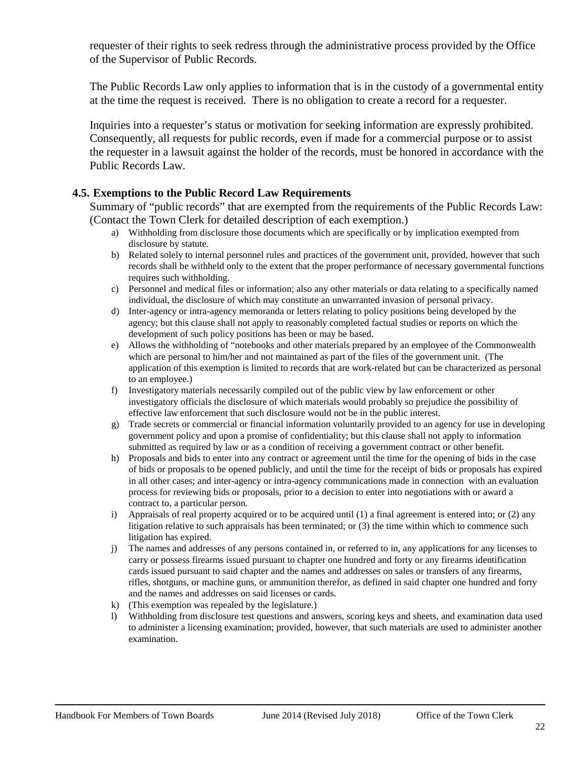requester of their rights to seek redress through the administrative process provided by the Office of the Supervisor of Public Records.

The Public Records Law only applies to information that is in the custody of a governmental entity at the time the request is received. There is no obligation to create a record for a requester.

Inquiries into a requester's status or motivation for seeking information are expressly prohibited. Consequently, all requests for public records, even if made for a commercial purpose or to assist the requester in a lawsuit against the holder of the records, must be honored in accordance with the Public Records Law.

### 4.5. Exemptions to the Public Record Law Requirements

Summary of "public records" that are exempted from the requirements of the Public Records Law: (Contact the Town Clerk for detailed description of each exemption.)

a) Withholding from disclosure those documents which are specifically or by implication exempted from disclosure by statute.
b) Related solely to internal personnel rules and practices of the government unit, provided, however that such records shall be withheld only to the extent that the proper performance of necessary governmental functions requires such withholding.
c) Personnel and medical files or information; also any other materials or data relating to a specifically named individual, the disclosure of which may constitute an unwarranted invasion of personal privacy.
d) Inter-agency or intra-agency memoranda or letters relating to policy positions being developed by the agency; but this clause shall not apply to reasonably completed factual studies or reports on which the development of such policy positions has been or may be based.
e) Allows the withholding of "notebooks and other materials prepared by an employee of the Commonwealth which are personal to him/her and not maintained as part of the files of the government unit. (The application of this exemption is limited to records that are work-related but can be characterized as personal to an employee.)
f) Investigatory materials necessarily compiled out of the public view by law enforcement or other investigatory officials the disclosure of which materials would probably so prejudice the possibility of effective law enforcement that such disclosure would not be in the public interest.
g) Trade secrets or commercial or financial information voluntarily provided to an agency for use in developing government policy and upon a promise of confidentiality; but this clause shall not apply to information submitted as required by law or as a condition of receiving a government contract or other benefit.
h) Proposals and bids to enter into any contract or agreement until the time for the opening of bids in the case of bids or proposals to be opened publicly, and until the time for the receipt of bids or proposals has expired in all other cases; and inter-agency or intra-agency communications made in connection with an evaluation process for reviewing bids or proposals, prior to a decision to enter into negotiations with or award a contract to, a particular person.
i) Appraisals of real property acquired or to be acquired until (1) a final agreement is entered into; or (2) any litigation relative to such appraisals has been terminated; or (3) the time within which to commence such litigation has expired.
j) The names and addresses of any persons contained in, or referred to in, any applications for any licenses to carry or possess firearms issued pursuant to chapter one hundred and forty or any firearms identification cards issued pursuant to said chapter and the names and addresses on sales or transfers of any firearms, rifles, shotguns, or machine guns, or ammunition therefor, as defined in said chapter one hundred and forty and the names and addresses on said licenses or cards.
k) (This exemption was repealed by the legislature.)
l) Withholding from disclosure test questions and answers, scoring keys and sheets, and examination data used to administer a licensing examination; provided, however, that such materials are used to administer another examination.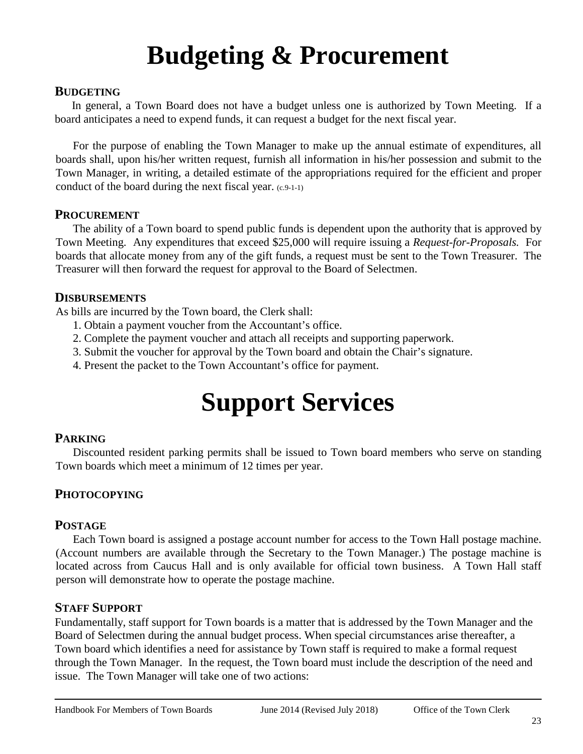# Budgeting & Procurement

### BUDGETING

In general, a Town Board does not have a budget unless one is authorized by Town Meeting. If a board anticipates a need to expend funds, it can request a budget for the next fiscal year.

For the purpose of enabling the Town Manager to make up the annual estimate of expenditures, all boards shall, upon his/her written request, furnish all information in his/her possession and submit to the Town Manager, in writing, a detailed estimate of the appropriations required for the efficient and proper conduct of the board during the next fiscal year. (c.9-1-1)

### PROCUREMENT

The ability of a Town board to spend public funds is dependent upon the authority that is approved by Town Meeting. Any expenditures that exceed $25,000 will require issuing a *Request-for-Proposals.* For boards that allocate money from any of the gift funds, a request must be sent to the Town Treasurer. The Treasurer will then forward the request for approval to the Board of Selectmen.

### DISBURSEMENTS

As bills are incurred by the Town board, the Clerk shall:

1. Obtain a payment voucher from the Accountant's office.
2. Complete the payment voucher and attach all receipts and supporting paperwork.
3. Submit the voucher for approval by the Town board and obtain the Chair's signature.
4. Present the packet to the Town Accountant's office for payment.

# Support Services

### PARKING

Discounted resident parking permits shall be issued to Town board members who serve on standing Town boards which meet a minimum of 12 times per year.

### PHOTOCOPYING

### POSTAGE

Each Town board is assigned a postage account number for access to the Town Hall postage machine. (Account numbers are available through the Secretary to the Town Manager.) The postage machine is located across from Caucus Hall and is only available for official town business. A Town Hall staff person will demonstrate how to operate the postage machine.

### STAFF SUPPORT

Fundamentally, staff support for Town boards is a matter that is addressed by the Town Manager and the Board of Selectmen during the annual budget process. When special circumstances arise thereafter, a Town board which identifies a need for assistance by Town staff is required to make a formal request through the Town Manager. In the request, the Town board must include the description of the need and issue. The Town Manager will take one of two actions: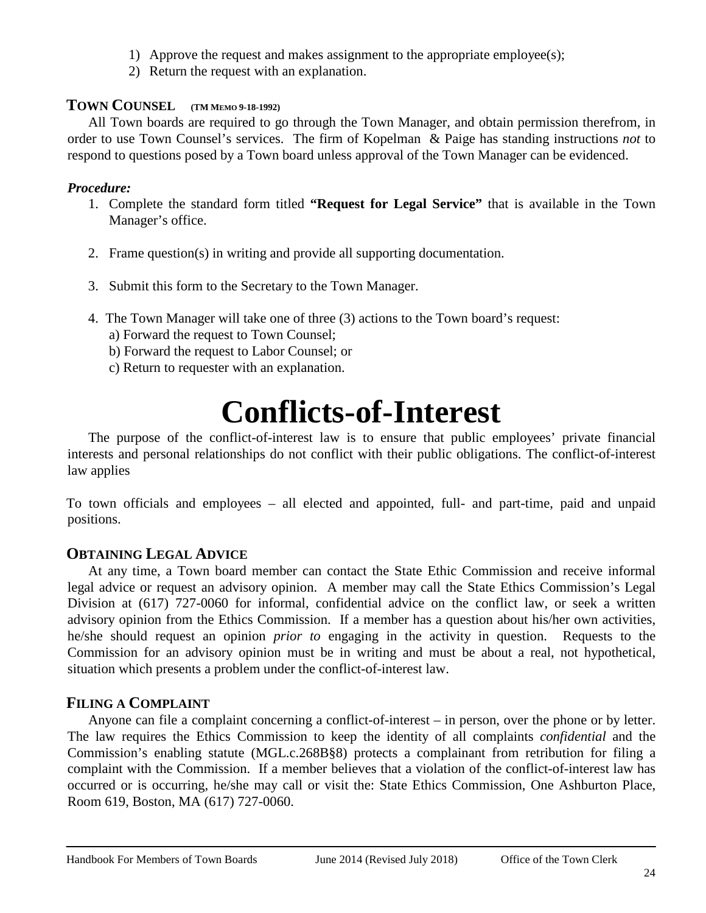1) Approve the request and makes assignment to the appropriate employee(s);
2) Return the request with an explanation.

### TOWN COUNSEL (TM MEMO 9-18-1992)

All Town boards are required to go through the Town Manager, and obtain permission therefrom, in order to use Town Counsel's services. The firm of Kopelman & Paige has standing instructions *not* to respond to questions posed by a Town board unless approval of the Town Manager can be evidenced.

***Procedure:***

1. Complete the standard form titled **"Request for Legal Service"** that is available in the Town Manager's office.

2. Frame question(s) in writing and provide all supporting documentation.

3. Submit this form to the Secretary to the Town Manager.

4. The Town Manager will take one of three (3) actions to the Town board's request:
   a) Forward the request to Town Counsel;
   b) Forward the request to Labor Counsel; or
   c) Return to requester with an explanation.

# Conflicts-of-Interest

The purpose of the conflict-of-interest law is to ensure that public employees' private financial interests and personal relationships do not conflict with their public obligations. The conflict-of-interest law applies

To town officials and employees – all elected and appointed, full- and part-time, paid and unpaid positions.

### OBTAINING LEGAL ADVICE

At any time, a Town board member can contact the State Ethic Commission and receive informal legal advice or request an advisory opinion. A member may call the State Ethics Commission's Legal Division at (617) 727-0060 for informal, confidential advice on the conflict law, or seek a written advisory opinion from the Ethics Commission. If a member has a question about his/her own activities, he/she should request an opinion *prior to* engaging in the activity in question. Requests to the Commission for an advisory opinion must be in writing and must be about a real, not hypothetical, situation which presents a problem under the conflict-of-interest law.

### FILING A COMPLAINT

Anyone can file a complaint concerning a conflict-of-interest – in person, over the phone or by letter. The law requires the Ethics Commission to keep the identity of all complaints *confidential* and the Commission's enabling statute (MGL.c.268B§8) protects a complainant from retribution for filing a complaint with the Commission. If a member believes that a violation of the conflict-of-interest law has occurred or is occurring, he/she may call or visit the: State Ethics Commission, One Ashburton Place, Room 619, Boston, MA (617) 727-0060.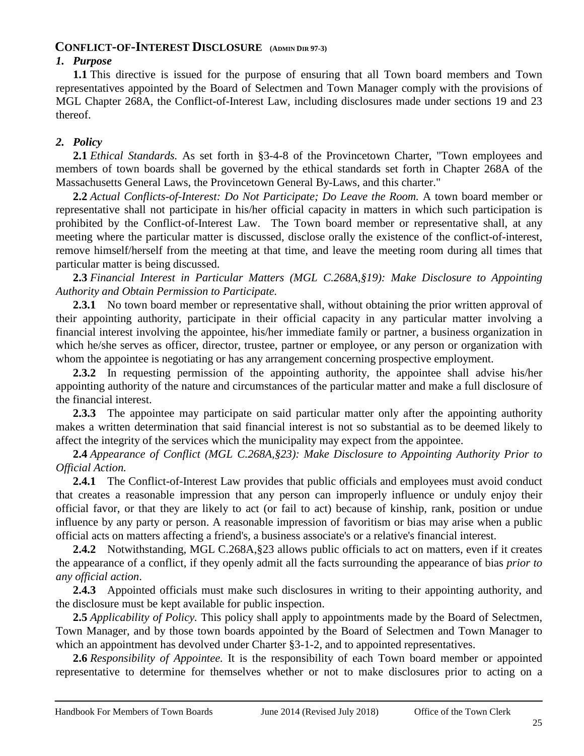## CONFLICT-OF-INTEREST DISCLOSURE (ADMIN DIR 97-3)

### *1. Purpose*

**1.1** This directive is issued for the purpose of ensuring that all Town board members and Town representatives appointed by the Board of Selectmen and Town Manager comply with the provisions of MGL Chapter 268A, the Conflict-of-Interest Law, including disclosures made under sections 19 and 23 thereof.

### *2. Policy*

**2.1** *Ethical Standards.* As set forth in §3-4-8 of the Provincetown Charter, "Town employees and members of town boards shall be governed by the ethical standards set forth in Chapter 268A of the Massachusetts General Laws, the Provincetown General By-Laws, and this charter."

**2.2** *Actual Conflicts-of-Interest: Do Not Participate; Do Leave the Room.* A town board member or representative shall not participate in his/her official capacity in matters in which such participation is prohibited by the Conflict-of-Interest Law. The Town board member or representative shall, at any meeting where the particular matter is discussed, disclose orally the existence of the conflict-of-interest, remove himself/herself from the meeting at that time, and leave the meeting room during all times that particular matter is being discussed.

**2.3** *Financial Interest in Particular Matters (MGL C.268A,§19): Make Disclosure to Appointing Authority and Obtain Permission to Participate.*

**2.3.1** No town board member or representative shall, without obtaining the prior written approval of their appointing authority, participate in their official capacity in any particular matter involving a financial interest involving the appointee, his/her immediate family or partner, a business organization in which he/she serves as officer, director, trustee, partner or employee, or any person or organization with whom the appointee is negotiating or has any arrangement concerning prospective employment.

**2.3.2** In requesting permission of the appointing authority, the appointee shall advise his/her appointing authority of the nature and circumstances of the particular matter and make a full disclosure of the financial interest.

**2.3.3** The appointee may participate on said particular matter only after the appointing authority makes a written determination that said financial interest is not so substantial as to be deemed likely to affect the integrity of the services which the municipality may expect from the appointee.

**2.4** *Appearance of Conflict (MGL C.268A,§23): Make Disclosure to Appointing Authority Prior to Official Action.*

**2.4.1** The Conflict-of-Interest Law provides that public officials and employees must avoid conduct that creates a reasonable impression that any person can improperly influence or unduly enjoy their official favor, or that they are likely to act (or fail to act) because of kinship, rank, position or undue influence by any party or person. A reasonable impression of favoritism or bias may arise when a public official acts on matters affecting a friend's, a business associate's or a relative's financial interest.

**2.4.2** Notwithstanding, MGL C.268A,§23 allows public officials to act on matters, even if it creates the appearance of a conflict, if they openly admit all the facts surrounding the appearance of bias *prior to any official action*.

**2.4.3** Appointed officials must make such disclosures in writing to their appointing authority, and the disclosure must be kept available for public inspection.

**2.5** *Applicability of Policy.* This policy shall apply to appointments made by the Board of Selectmen, Town Manager, and by those town boards appointed by the Board of Selectmen and Town Manager to which an appointment has devolved under Charter §3-1-2, and to appointed representatives.

**2.6** *Responsibility of Appointee.* It is the responsibility of each Town board member or appointed representative to determine for themselves whether or not to make disclosures prior to acting on a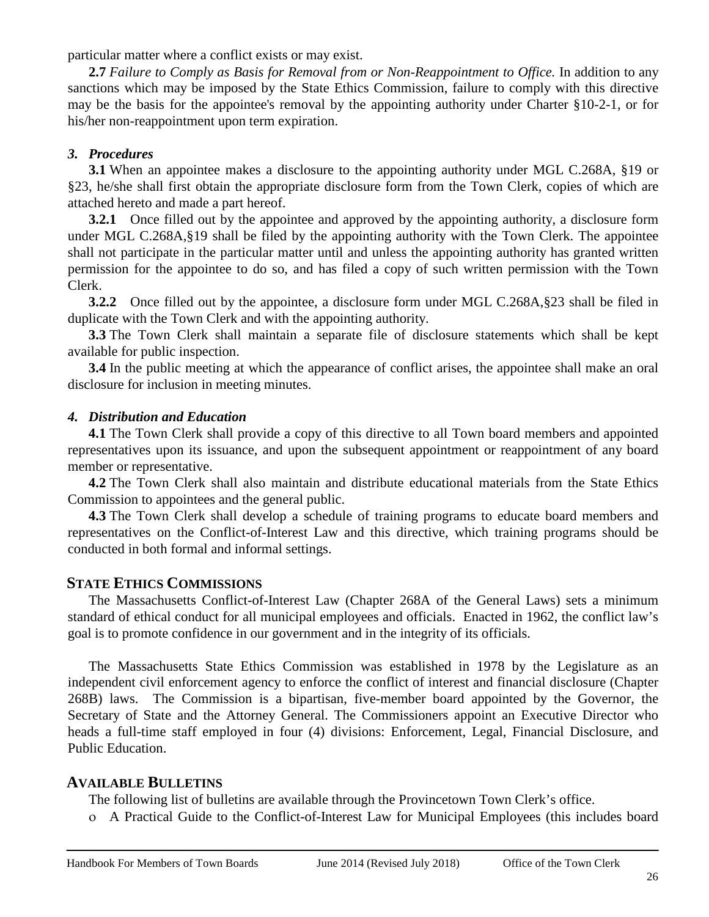particular matter where a conflict exists or may exist.

**2.7** *Failure to Comply as Basis for Removal from or Non-Reappointment to Office.* In addition to any sanctions which may be imposed by the State Ethics Commission, failure to comply with this directive may be the basis for the appointee's removal by the appointing authority under Charter §10-2-1, or for his/her non-reappointment upon term expiration.

### *3. Procedures*

**3.1** When an appointee makes a disclosure to the appointing authority under MGL C.268A, §19 or §23, he/she shall first obtain the appropriate disclosure form from the Town Clerk, copies of which are attached hereto and made a part hereof.

**3.2.1** Once filled out by the appointee and approved by the appointing authority, a disclosure form under MGL C.268A,§19 shall be filed by the appointing authority with the Town Clerk. The appointee shall not participate in the particular matter until and unless the appointing authority has granted written permission for the appointee to do so, and has filed a copy of such written permission with the Town Clerk.

**3.2.2** Once filled out by the appointee, a disclosure form under MGL C.268A,§23 shall be filed in duplicate with the Town Clerk and with the appointing authority.

**3.3** The Town Clerk shall maintain a separate file of disclosure statements which shall be kept available for public inspection.

**3.4** In the public meeting at which the appearance of conflict arises, the appointee shall make an oral disclosure for inclusion in meeting minutes.

### *4. Distribution and Education*

**4.1** The Town Clerk shall provide a copy of this directive to all Town board members and appointed representatives upon its issuance, and upon the subsequent appointment or reappointment of any board member or representative.

**4.2** The Town Clerk shall also maintain and distribute educational materials from the State Ethics Commission to appointees and the general public.

**4.3** The Town Clerk shall develop a schedule of training programs to educate board members and representatives on the Conflict-of-Interest Law and this directive, which training programs should be conducted in both formal and informal settings.

## STATE ETHICS COMMISSIONS

The Massachusetts Conflict-of-Interest Law (Chapter 268A of the General Laws) sets a minimum standard of ethical conduct for all municipal employees and officials. Enacted in 1962, the conflict law's goal is to promote confidence in our government and in the integrity of its officials.

The Massachusetts State Ethics Commission was established in 1978 by the Legislature as an independent civil enforcement agency to enforce the conflict of interest and financial disclosure (Chapter 268B) laws. The Commission is a bipartisan, five-member board appointed by the Governor, the Secretary of State and the Attorney General. The Commissioners appoint an Executive Director who heads a full-time staff employed in four (4) divisions: Enforcement, Legal, Financial Disclosure, and Public Education.

## AVAILABLE BULLETINS

The following list of bulletins are available through the Provincetown Town Clerk's office.

- A Practical Guide to the Conflict-of-Interest Law for Municipal Employees (this includes board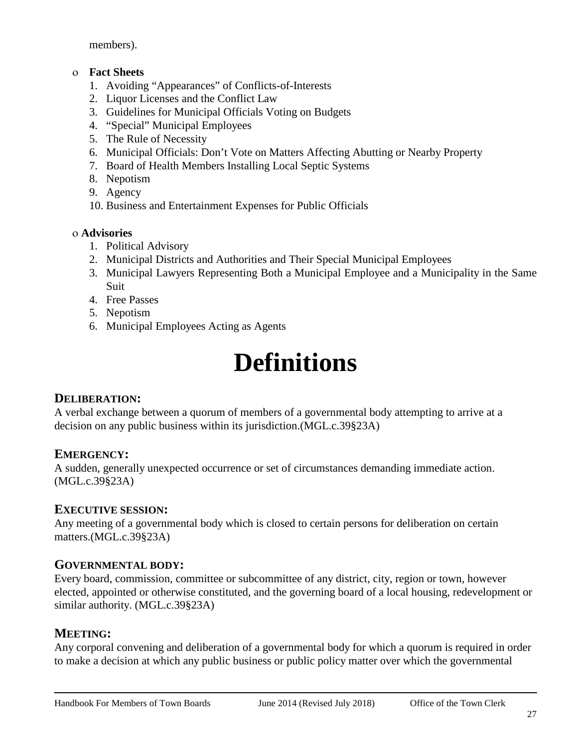members).

- **Fact Sheets**
  1. Avoiding "Appearances" of Conflicts-of-Interests
  2. Liquor Licenses and the Conflict Law
  3. Guidelines for Municipal Officials Voting on Budgets
  4. "Special" Municipal Employees
  5. The Rule of Necessity
  6. Municipal Officials: Don't Vote on Matters Affecting Abutting or Nearby Property
  7. Board of Health Members Installing Local Septic Systems
  8. Nepotism
  9. Agency
  10. Business and Entertainment Expenses for Public Officials

- **Advisories**
  1. Political Advisory
  2. Municipal Districts and Authorities and Their Special Municipal Employees
  3. Municipal Lawyers Representing Both a Municipal Employee and a Municipality in the Same Suit
  4. Free Passes
  5. Nepotism
  6. Municipal Employees Acting as Agents

# Definitions

### DELIBERATION:

A verbal exchange between a quorum of members of a governmental body attempting to arrive at a decision on any public business within its jurisdiction.(MGL.c.39§23A)

### EMERGENCY:

A sudden, generally unexpected occurrence or set of circumstances demanding immediate action. (MGL.c.39§23A)

### EXECUTIVE SESSION:

Any meeting of a governmental body which is closed to certain persons for deliberation on certain matters.(MGL.c.39§23A)

### GOVERNMENTAL BODY:

Every board, commission, committee or subcommittee of any district, city, region or town, however elected, appointed or otherwise constituted, and the governing board of a local housing, redevelopment or similar authority. (MGL.c.39§23A)

### MEETING:

Any corporal convening and deliberation of a governmental body for which a quorum is required in order to make a decision at which any public business or public policy matter over which the governmental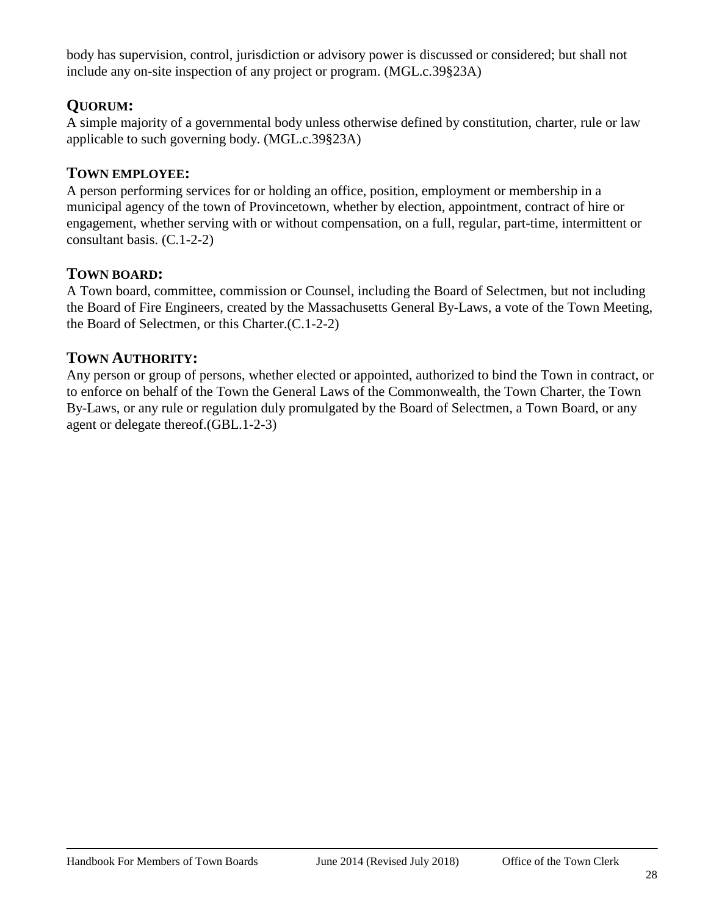body has supervision, control, jurisdiction or advisory power is discussed or considered; but shall not include any on-site inspection of any project or program. (MGL.c.39§23A)

## QUORUM:

A simple majority of a governmental body unless otherwise defined by constitution, charter, rule or law applicable to such governing body. (MGL.c.39§23A)

## TOWN EMPLOYEE:

A person performing services for or holding an office, position, employment or membership in a municipal agency of the town of Provincetown, whether by election, appointment, contract of hire or engagement, whether serving with or without compensation, on a full, regular, part-time, intermittent or consultant basis. (C.1-2-2)

## TOWN BOARD:

A Town board, committee, commission or Counsel, including the Board of Selectmen, but not including the Board of Fire Engineers, created by the Massachusetts General By-Laws, a vote of the Town Meeting, the Board of Selectmen, or this Charter.(C.1-2-2)

## TOWN AUTHORITY:

Any person or group of persons, whether elected or appointed, authorized to bind the Town in contract, or to enforce on behalf of the Town the General Laws of the Commonwealth, the Town Charter, the Town By-Laws, or any rule or regulation duly promulgated by the Board of Selectmen, a Town Board, or any agent or delegate thereof.(GBL.1-2-3)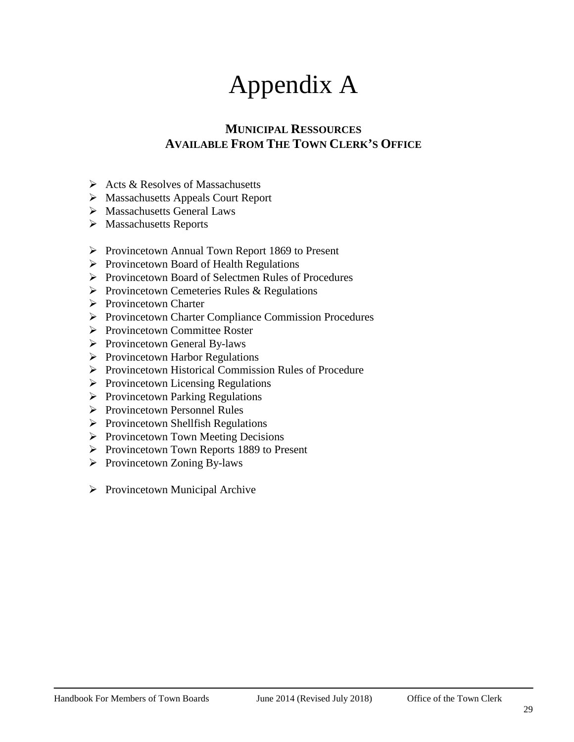# Appendix A

## MUNICIPAL RESSOURCES AVAILABLE FROM THE TOWN CLERK'S OFFICE

- Acts & Resolves of Massachusetts
- Massachusetts Appeals Court Report
- Massachusetts General Laws
- Massachusetts Reports

- Provincetown Annual Town Report 1869 to Present
- Provincetown Board of Health Regulations
- Provincetown Board of Selectmen Rules of Procedures
- Provincetown Cemeteries Rules & Regulations
- Provincetown Charter
- Provincetown Charter Compliance Commission Procedures
- Provincetown Committee Roster
- Provincetown General By-laws
- Provincetown Harbor Regulations
- Provincetown Historical Commission Rules of Procedure
- Provincetown Licensing Regulations
- Provincetown Parking Regulations
- Provincetown Personnel Rules
- Provincetown Shellfish Regulations
- Provincetown Town Meeting Decisions
- Provincetown Town Reports 1889 to Present
- Provincetown Zoning By-laws

- Provincetown Municipal Archive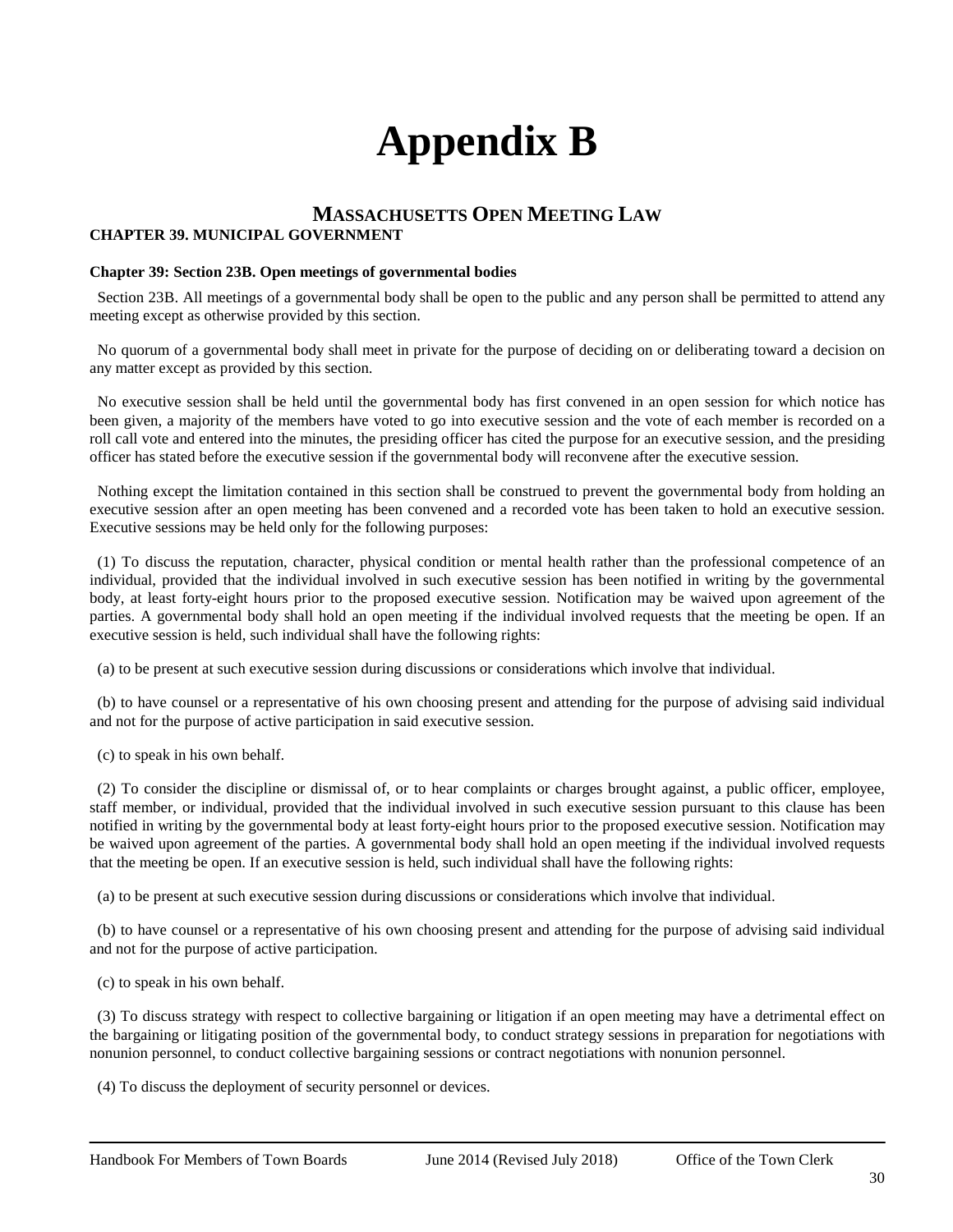# Appendix B

## Massachusetts Open Meeting Law

**CHAPTER 39. MUNICIPAL GOVERNMENT**

**Chapter 39: Section 23B. Open meetings of governmental bodies**

Section 23B. All meetings of a governmental body shall be open to the public and any person shall be permitted to attend any meeting except as otherwise provided by this section.

No quorum of a governmental body shall meet in private for the purpose of deciding on or deliberating toward a decision on any matter except as provided by this section.

No executive session shall be held until the governmental body has first convened in an open session for which notice has been given, a majority of the members have voted to go into executive session and the vote of each member is recorded on a roll call vote and entered into the minutes, the presiding officer has cited the purpose for an executive session, and the presiding officer has stated before the executive session if the governmental body will reconvene after the executive session.

Nothing except the limitation contained in this section shall be construed to prevent the governmental body from holding an executive session after an open meeting has been convened and a recorded vote has been taken to hold an executive session. Executive sessions may be held only for the following purposes:

(1) To discuss the reputation, character, physical condition or mental health rather than the professional competence of an individual, provided that the individual involved in such executive session has been notified in writing by the governmental body, at least forty-eight hours prior to the proposed executive session. Notification may be waived upon agreement of the parties. A governmental body shall hold an open meeting if the individual involved requests that the meeting be open. If an executive session is held, such individual shall have the following rights:

(a) to be present at such executive session during discussions or considerations which involve that individual.

(b) to have counsel or a representative of his own choosing present and attending for the purpose of advising said individual and not for the purpose of active participation in said executive session.

(c) to speak in his own behalf.

(2) To consider the discipline or dismissal of, or to hear complaints or charges brought against, a public officer, employee, staff member, or individual, provided that the individual involved in such executive session pursuant to this clause has been notified in writing by the governmental body at least forty-eight hours prior to the proposed executive session. Notification may be waived upon agreement of the parties. A governmental body shall hold an open meeting if the individual involved requests that the meeting be open. If an executive session is held, such individual shall have the following rights:

(a) to be present at such executive session during discussions or considerations which involve that individual.

(b) to have counsel or a representative of his own choosing present and attending for the purpose of advising said individual and not for the purpose of active participation.

(c) to speak in his own behalf.

(3) To discuss strategy with respect to collective bargaining or litigation if an open meeting may have a detrimental effect on the bargaining or litigating position of the governmental body, to conduct strategy sessions in preparation for negotiations with nonunion personnel, to conduct collective bargaining sessions or contract negotiations with nonunion personnel.

(4) To discuss the deployment of security personnel or devices.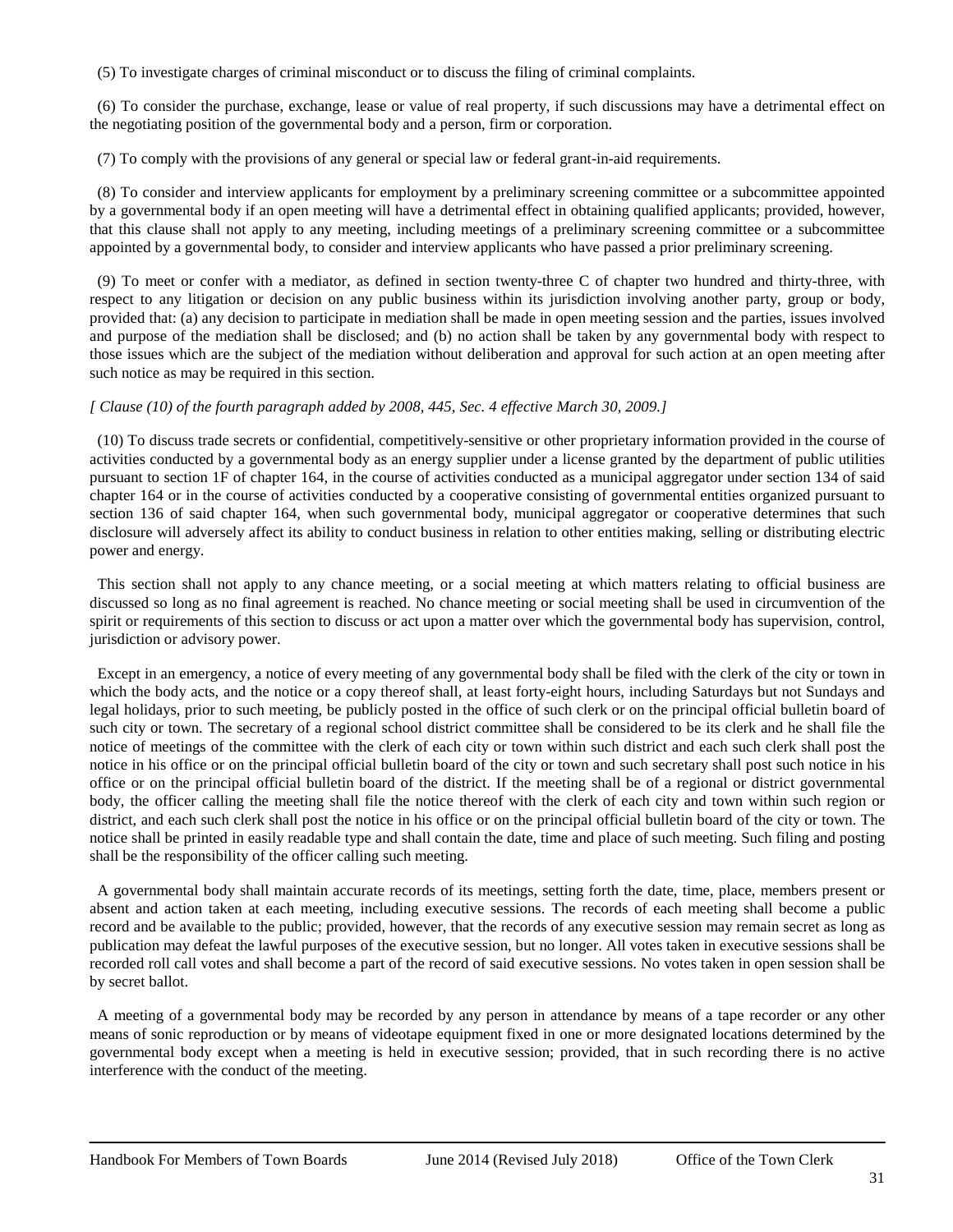(5) To investigate charges of criminal misconduct or to discuss the filing of criminal complaints.

(6) To consider the purchase, exchange, lease or value of real property, if such discussions may have a detrimental effect on the negotiating position of the governmental body and a person, firm or corporation.

(7) To comply with the provisions of any general or special law or federal grant-in-aid requirements.

(8) To consider and interview applicants for employment by a preliminary screening committee or a subcommittee appointed by a governmental body if an open meeting will have a detrimental effect in obtaining qualified applicants; provided, however, that this clause shall not apply to any meeting, including meetings of a preliminary screening committee or a subcommittee appointed by a governmental body, to consider and interview applicants who have passed a prior preliminary screening.

(9) To meet or confer with a mediator, as defined in section twenty-three C of chapter two hundred and thirty-three, with respect to any litigation or decision on any public business within its jurisdiction involving another party, group or body, provided that: (a) any decision to participate in mediation shall be made in open meeting session and the parties, issues involved and purpose of the mediation shall be disclosed; and (b) no action shall be taken by any governmental body with respect to those issues which are the subject of the mediation without deliberation and approval for such action at an open meeting after such notice as may be required in this section.

*[ Clause (10) of the fourth paragraph added by 2008, 445, Sec. 4 effective March 30, 2009.]*

(10) To discuss trade secrets or confidential, competitively-sensitive or other proprietary information provided in the course of activities conducted by a governmental body as an energy supplier under a license granted by the department of public utilities pursuant to section 1F of chapter 164, in the course of activities conducted as a municipal aggregator under section 134 of said chapter 164 or in the course of activities conducted by a cooperative consisting of governmental entities organized pursuant to section 136 of said chapter 164, when such governmental body, municipal aggregator or cooperative determines that such disclosure will adversely affect its ability to conduct business in relation to other entities making, selling or distributing electric power and energy.

This section shall not apply to any chance meeting, or a social meeting at which matters relating to official business are discussed so long as no final agreement is reached. No chance meeting or social meeting shall be used in circumvention of the spirit or requirements of this section to discuss or act upon a matter over which the governmental body has supervision, control, jurisdiction or advisory power.

Except in an emergency, a notice of every meeting of any governmental body shall be filed with the clerk of the city or town in which the body acts, and the notice or a copy thereof shall, at least forty-eight hours, including Saturdays but not Sundays and legal holidays, prior to such meeting, be publicly posted in the office of such clerk or on the principal official bulletin board of such city or town. The secretary of a regional school district committee shall be considered to be its clerk and he shall file the notice of meetings of the committee with the clerk of each city or town within such district and each such clerk shall post the notice in his office or on the principal official bulletin board of the city or town and such secretary shall post such notice in his office or on the principal official bulletin board of the district. If the meeting shall be of a regional or district governmental body, the officer calling the meeting shall file the notice thereof with the clerk of each city and town within such region or district, and each such clerk shall post the notice in his office or on the principal official bulletin board of the city or town. The notice shall be printed in easily readable type and shall contain the date, time and place of such meeting. Such filing and posting shall be the responsibility of the officer calling such meeting.

A governmental body shall maintain accurate records of its meetings, setting forth the date, time, place, members present or absent and action taken at each meeting, including executive sessions. The records of each meeting shall become a public record and be available to the public; provided, however, that the records of any executive session may remain secret as long as publication may defeat the lawful purposes of the executive session, but no longer. All votes taken in executive sessions shall be recorded roll call votes and shall become a part of the record of said executive sessions. No votes taken in open session shall be by secret ballot.

A meeting of a governmental body may be recorded by any person in attendance by means of a tape recorder or any other means of sonic reproduction or by means of videotape equipment fixed in one or more designated locations determined by the governmental body except when a meeting is held in executive session; provided, that in such recording there is no active interference with the conduct of the meeting.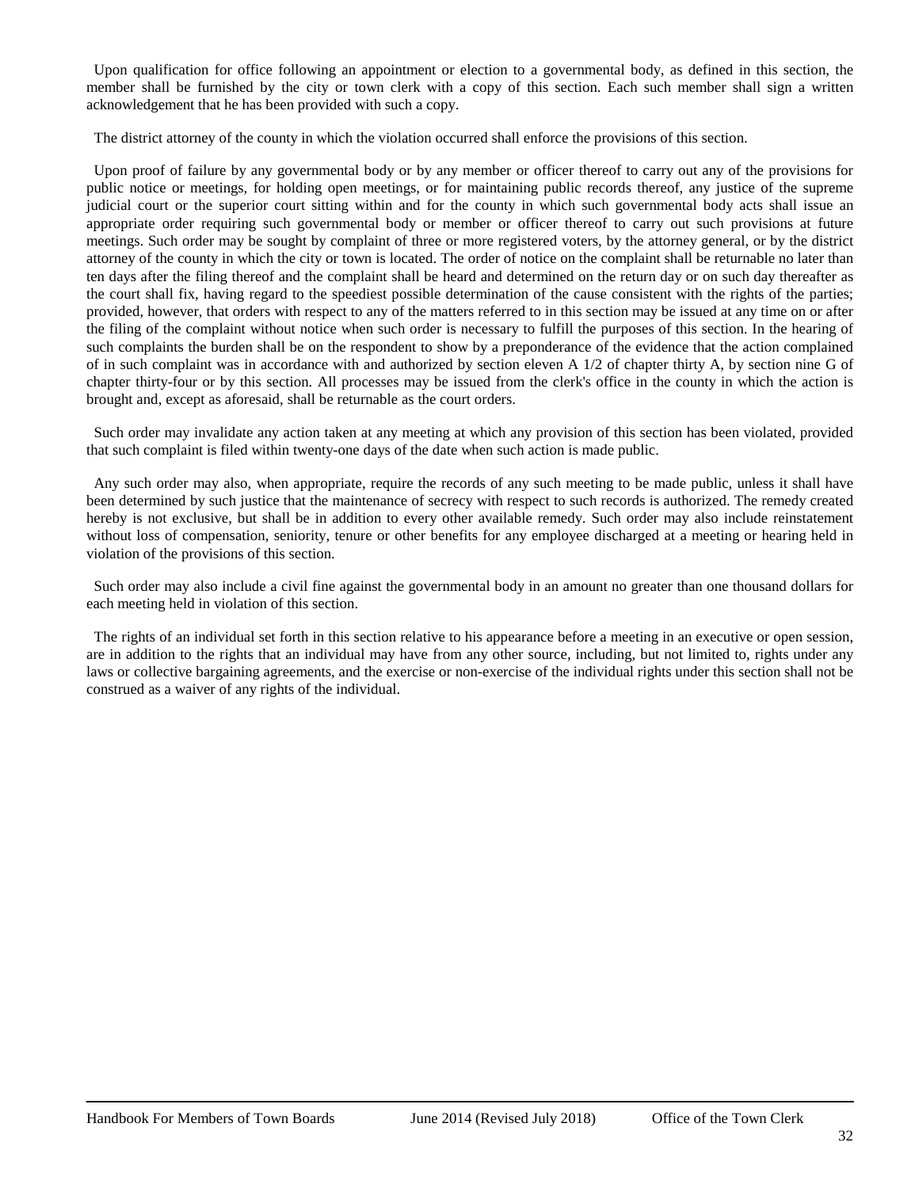Upon qualification for office following an appointment or election to a governmental body, as defined in this section, the member shall be furnished by the city or town clerk with a copy of this section. Each such member shall sign a written acknowledgement that he has been provided with such a copy.

The district attorney of the county in which the violation occurred shall enforce the provisions of this section.

Upon proof of failure by any governmental body or by any member or officer thereof to carry out any of the provisions for public notice or meetings, for holding open meetings, or for maintaining public records thereof, any justice of the supreme judicial court or the superior court sitting within and for the county in which such governmental body acts shall issue an appropriate order requiring such governmental body or member or officer thereof to carry out such provisions at future meetings. Such order may be sought by complaint of three or more registered voters, by the attorney general, or by the district attorney of the county in which the city or town is located. The order of notice on the complaint shall be returnable no later than ten days after the filing thereof and the complaint shall be heard and determined on the return day or on such day thereafter as the court shall fix, having regard to the speediest possible determination of the cause consistent with the rights of the parties; provided, however, that orders with respect to any of the matters referred to in this section may be issued at any time on or after the filing of the complaint without notice when such order is necessary to fulfill the purposes of this section. In the hearing of such complaints the burden shall be on the respondent to show by a preponderance of the evidence that the action complained of in such complaint was in accordance with and authorized by section eleven A 1/2 of chapter thirty A, by section nine G of chapter thirty-four or by this section. All processes may be issued from the clerk's office in the county in which the action is brought and, except as aforesaid, shall be returnable as the court orders.

Such order may invalidate any action taken at any meeting at which any provision of this section has been violated, provided that such complaint is filed within twenty-one days of the date when such action is made public.

Any such order may also, when appropriate, require the records of any such meeting to be made public, unless it shall have been determined by such justice that the maintenance of secrecy with respect to such records is authorized. The remedy created hereby is not exclusive, but shall be in addition to every other available remedy. Such order may also include reinstatement without loss of compensation, seniority, tenure or other benefits for any employee discharged at a meeting or hearing held in violation of the provisions of this section.

Such order may also include a civil fine against the governmental body in an amount no greater than one thousand dollars for each meeting held in violation of this section.

The rights of an individual set forth in this section relative to his appearance before a meeting in an executive or open session, are in addition to the rights that an individual may have from any other source, including, but not limited to, rights under any laws or collective bargaining agreements, and the exercise or non-exercise of the individual rights under this section shall not be construed as a waiver of any rights of the individual.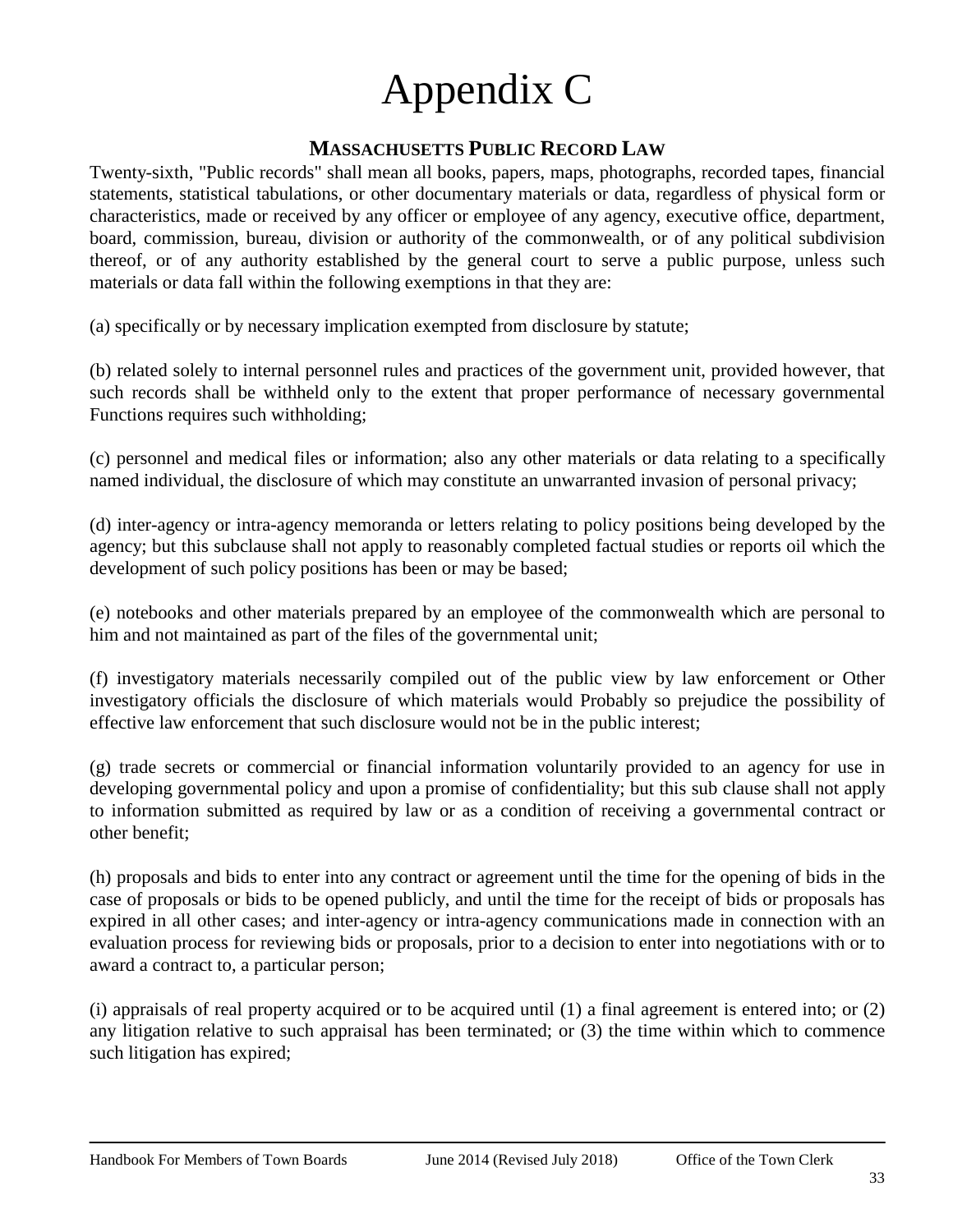# Appendix C

## MASSACHUSETTS PUBLIC RECORD LAW

Twenty-sixth, "Public records" shall mean all books, papers, maps, photographs, recorded tapes, financial statements, statistical tabulations, or other documentary materials or data, regardless of physical form or characteristics, made or received by any officer or employee of any agency, executive office, department, board, commission, bureau, division or authority of the commonwealth, or of any political subdivision thereof, or of any authority established by the general court to serve a public purpose, unless such materials or data fall within the following exemptions in that they are:

(a) specifically or by necessary implication exempted from disclosure by statute;

(b) related solely to internal personnel rules and practices of the government unit, provided however, that such records shall be withheld only to the extent that proper performance of necessary governmental Functions requires such withholding;

(c) personnel and medical files or information; also any other materials or data relating to a specifically named individual, the disclosure of which may constitute an unwarranted invasion of personal privacy;

(d) inter-agency or intra-agency memoranda or letters relating to policy positions being developed by the agency; but this subclause shall not apply to reasonably completed factual studies or reports oil which the development of such policy positions has been or may be based;

(e) notebooks and other materials prepared by an employee of the commonwealth which are personal to him and not maintained as part of the files of the governmental unit;

(f) investigatory materials necessarily compiled out of the public view by law enforcement or Other investigatory officials the disclosure of which materials would Probably so prejudice the possibility of effective law enforcement that such disclosure would not be in the public interest;

(g) trade secrets or commercial or financial information voluntarily provided to an agency for use in developing governmental policy and upon a promise of confidentiality; but this sub clause shall not apply to information submitted as required by law or as a condition of receiving a governmental contract or other benefit;

(h) proposals and bids to enter into any contract or agreement until the time for the opening of bids in the case of proposals or bids to be opened publicly, and until the time for the receipt of bids or proposals has expired in all other cases; and inter-agency or intra-agency communications made in connection with an evaluation process for reviewing bids or proposals, prior to a decision to enter into negotiations with or to award a contract to, a particular person;

(i) appraisals of real property acquired or to be acquired until (1) a final agreement is entered into; or (2) any litigation relative to such appraisal has been terminated; or (3) the time within which to commence such litigation has expired;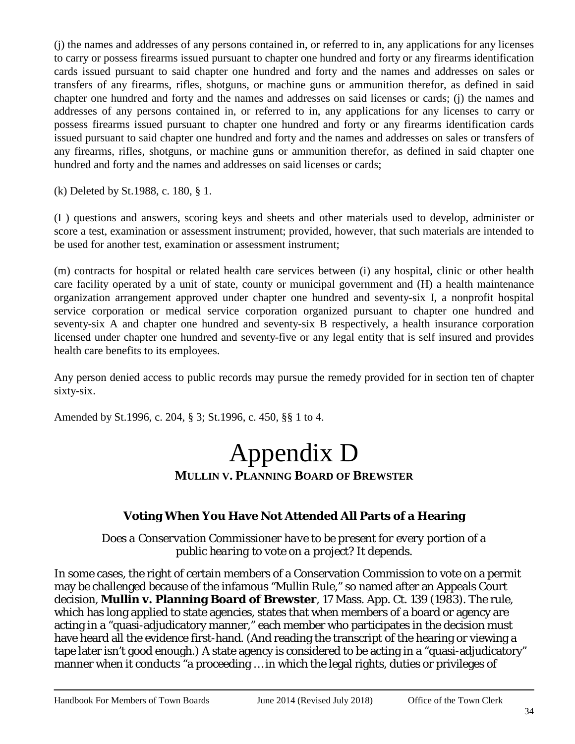(j) the names and addresses of any persons contained in, or referred to in, any applications for any licenses to carry or possess firearms issued pursuant to chapter one hundred and forty or any firearms identification cards issued pursuant to said chapter one hundred and forty and the names and addresses on sales or transfers of any firearms, rifles, shotguns, or machine guns or ammunition therefor, as defined in said chapter one hundred and forty and the names and addresses on said licenses or cards; (j) the names and addresses of any persons contained in, or referred to in, any applications for any licenses to carry or possess firearms issued pursuant to chapter one hundred and forty or any firearms identification cards issued pursuant to said chapter one hundred and forty and the names and addresses on sales or transfers of any firearms, rifles, shotguns, or machine guns or ammunition therefor, as defined in said chapter one hundred and forty and the names and addresses on said licenses or cards;

(k) Deleted by St.1988, c. 180, § 1.

(I ) questions and answers, scoring keys and sheets and other materials used to develop, administer or score a test, examination or assessment instrument; provided, however, that such materials are intended to be used for another test, examination or assessment instrument;

(m) contracts for hospital or related health care services between (i) any hospital, clinic or other health care facility operated by a unit of state, county or municipal government and (H) a health maintenance organization arrangement approved under chapter one hundred and seventy-six I, a nonprofit hospital service corporation or medical service corporation organized pursuant to chapter one hundred and seventy-six A and chapter one hundred and seventy-six B respectively, a health insurance corporation licensed under chapter one hundred and seventy-five or any legal entity that is self insured and provides health care benefits to its employees.

Any person denied access to public records may pursue the remedy provided for in section ten of chapter sixty-six.

Amended by St.1996, c. 204, § 3; St.1996, c. 450, §§ 1 to 4.

# Appendix D

## MULLIN V. PLANNING BOARD OF BREWSTER

### Voting When You Have Not Attended All Parts of a Hearing

*Does a Conservation Commissioner have to be present for every portion of a public hearing to vote on a project? It depends.*

In some cases, the right of certain members of a Conservation Commission to vote on a permit may be challenged because of the infamous "Mullin Rule," so named after an Appeals Court decision, **Mullin v. Planning Board of Brewster**, 17 Mass. App. Ct. 139 (1983). The rule, which has long applied to state agencies, states that when members of a board or agency are acting in a "quasi-adjudicatory manner," each member who participates in the decision must have heard all the evidence first-hand. (And reading the transcript of the hearing or viewing a tape later isn't good enough.) A state agency is considered to be acting in a "quasi-adjudicatory" manner when it conducts "a proceeding … in which the legal rights, duties or privileges of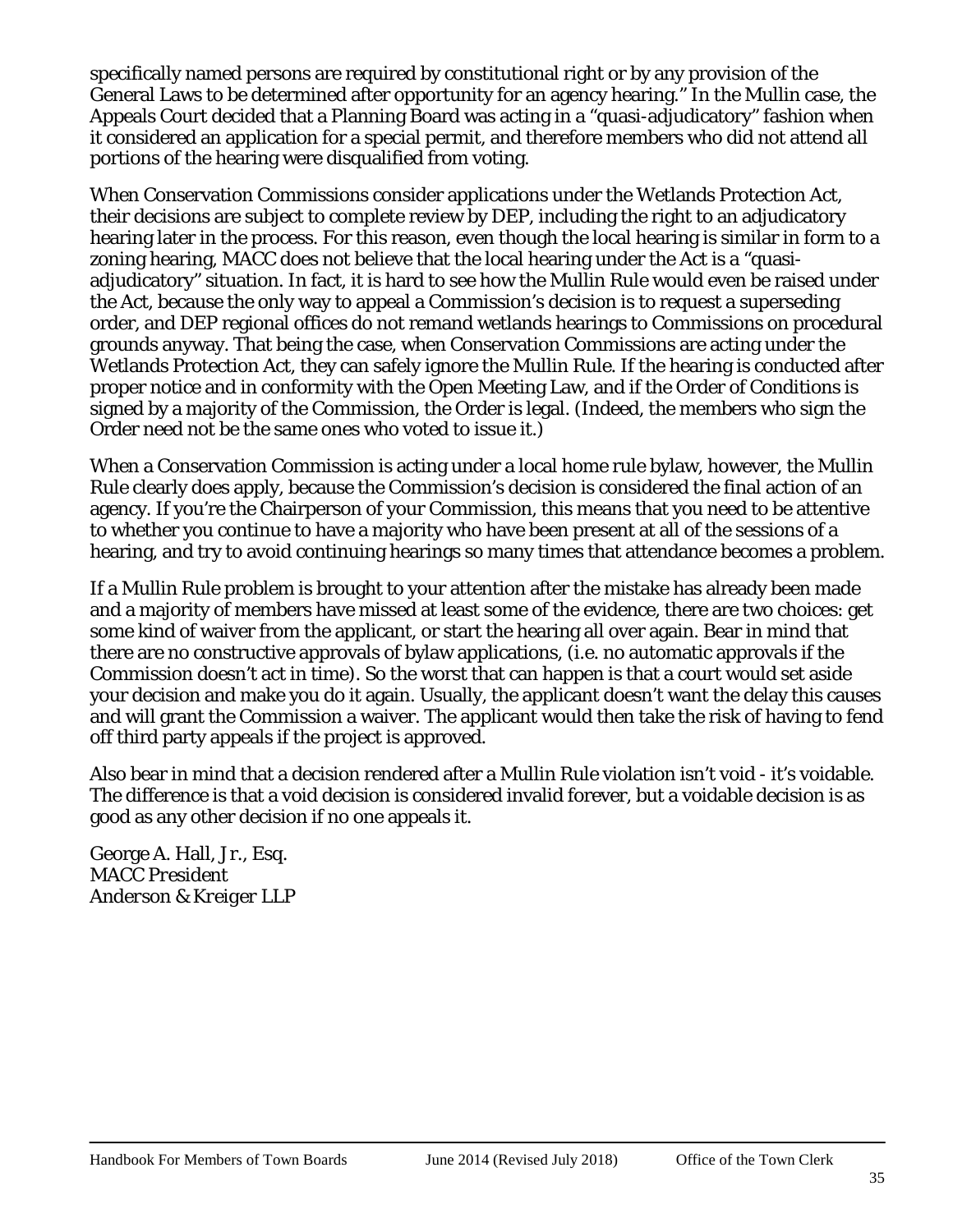specifically named persons are required by constitutional right or by any provision of the General Laws to be determined after opportunity for an agency hearing." In the Mullin case, the Appeals Court decided that a Planning Board was acting in a "quasi-adjudicatory" fashion when it considered an application for a special permit, and therefore members who did not attend all portions of the hearing were disqualified from voting.

When Conservation Commissions consider applications under the Wetlands Protection Act, their decisions are subject to complete review by DEP, including the right to an adjudicatory hearing later in the process. For this reason, even though the local hearing is similar in form to a zoning hearing, MACC does not believe that the local hearing under the Act is a "quasi-adjudicatory" situation. In fact, it is hard to see how the Mullin Rule would even be raised under the Act, because the only way to appeal a Commission's decision is to request a superseding order, and DEP regional offices do not remand wetlands hearings to Commissions on procedural grounds anyway. That being the case, when Conservation Commissions are acting under the Wetlands Protection Act, they can safely ignore the Mullin Rule. If the hearing is conducted after proper notice and in conformity with the Open Meeting Law, and if the Order of Conditions is signed by a majority of the Commission, the Order is legal. (Indeed, the members who sign the Order need not be the same ones who voted to issue it.)

When a Conservation Commission is acting under a local home rule bylaw, however, the Mullin Rule clearly does apply, because the Commission's decision is considered the final action of an agency. If you're the Chairperson of your Commission, this means that you need to be attentive to whether you continue to have a majority who have been present at all of the sessions of a hearing, and try to avoid continuing hearings so many times that attendance becomes a problem.

If a Mullin Rule problem is brought to your attention after the mistake has already been made and a majority of members have missed at least some of the evidence, there are two choices: get some kind of waiver from the applicant, or start the hearing all over again. Bear in mind that there are no constructive approvals of bylaw applications, (i.e. no automatic approvals if the Commission doesn't act in time). So the worst that can happen is that a court would set aside your decision and make you do it again. Usually, the applicant doesn't want the delay this causes and will grant the Commission a waiver. The applicant would then take the risk of having to fend off third party appeals if the project is approved.

Also bear in mind that a decision rendered after a Mullin Rule violation isn't void - it's voidable. The difference is that a void decision is considered invalid forever, but a voidable decision is as good as any other decision if no one appeals it.

*George A. Hall, Jr., Esq.*
*MACC President*
*Anderson & Kreiger LLP*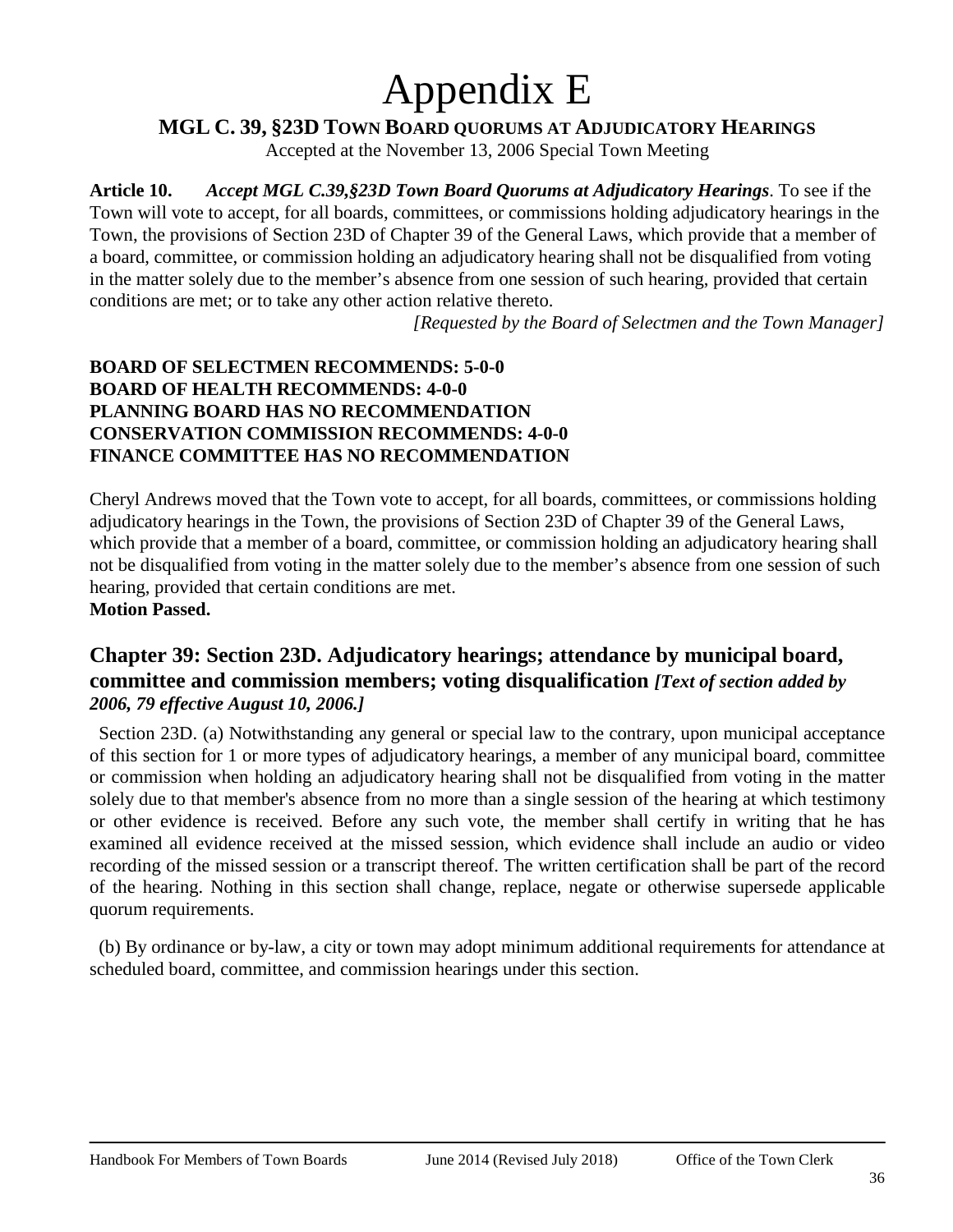# Appendix E

## MGL C. 39, §23D TOWN BOARD QUORUMS AT ADJUDICATORY HEARINGS

Accepted at the November 13, 2006 Special Town Meeting

**Article 10.** ***Accept MGL C.39,§23D Town Board Quorums at Adjudicatory Hearings***. To see if the Town will vote to accept, for all boards, committees, or commissions holding adjudicatory hearings in the Town, the provisions of Section 23D of Chapter 39 of the General Laws, which provide that a member of a board, committee, or commission holding an adjudicatory hearing shall not be disqualified from voting in the matter solely due to the member's absence from one session of such hearing, provided that certain conditions are met; or to take any other action relative thereto.

*[Requested by the Board of Selectmen and the Town Manager]*

**BOARD OF SELECTMEN RECOMMENDS: 5-0-0**
**BOARD OF HEALTH RECOMMENDS: 4-0-0**
**PLANNING BOARD HAS NO RECOMMENDATION**
**CONSERVATION COMMISSION RECOMMENDS: 4-0-0**
**FINANCE COMMITTEE HAS NO RECOMMENDATION**

Cheryl Andrews moved that the Town vote to accept, for all boards, committees, or commissions holding adjudicatory hearings in the Town, the provisions of Section 23D of Chapter 39 of the General Laws, which provide that a member of a board, committee, or commission holding an adjudicatory hearing shall not be disqualified from voting in the matter solely due to the member's absence from one session of such hearing, provided that certain conditions are met.
**Motion Passed.**

## Chapter 39: Section 23D. Adjudicatory hearings; attendance by municipal board, committee and commission members; voting disqualification *[Text of section added by 2006, 79 effective August 10, 2006.]*

Section 23D. (a) Notwithstanding any general or special law to the contrary, upon municipal acceptance of this section for 1 or more types of adjudicatory hearings, a member of any municipal board, committee or commission when holding an adjudicatory hearing shall not be disqualified from voting in the matter solely due to that member's absence from no more than a single session of the hearing at which testimony or other evidence is received. Before any such vote, the member shall certify in writing that he has examined all evidence received at the missed session, which evidence shall include an audio or video recording of the missed session or a transcript thereof. The written certification shall be part of the record of the hearing. Nothing in this section shall change, replace, negate or otherwise supersede applicable quorum requirements.

(b) By ordinance or by-law, a city or town may adopt minimum additional requirements for attendance at scheduled board, committee, and commission hearings under this section.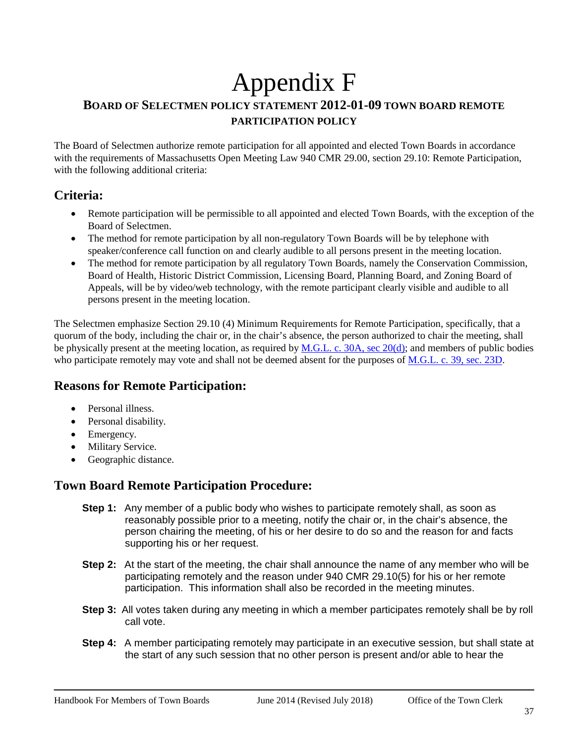# Appendix F

## BOARD OF SELECTMEN POLICY STATEMENT 2012-01-09 TOWN BOARD REMOTE PARTICIPATION POLICY

The Board of Selectmen authorize remote participation for all appointed and elected Town Boards in accordance with the requirements of Massachusetts Open Meeting Law 940 CMR 29.00, section 29.10: Remote Participation, with the following additional criteria:

## Criteria:

- Remote participation will be permissible to all appointed and elected Town Boards, with the exception of the Board of Selectmen.
- The method for remote participation by all non-regulatory Town Boards will be by telephone with speaker/conference call function on and clearly audible to all persons present in the meeting location.
- The method for remote participation by all regulatory Town Boards, namely the Conservation Commission, Board of Health, Historic District Commission, Licensing Board, Planning Board, and Zoning Board of Appeals, will be by video/web technology, with the remote participant clearly visible and audible to all persons present in the meeting location.

The Selectmen emphasize Section 29.10 (4) Minimum Requirements for Remote Participation, specifically, that a quorum of the body, including the chair or, in the chair's absence, the person authorized to chair the meeting, shall be physically present at the meeting location, as required by M.G.L. c. 30A, sec 20(d); and members of public bodies who participate remotely may vote and shall not be deemed absent for the purposes of M.G.L. c. 39, sec. 23D.

## Reasons for Remote Participation:

- Personal illness.
- Personal disability.
- Emergency.
- Military Service.
- Geographic distance.

## Town Board Remote Participation Procedure:

**Step 1:** Any member of a public body who wishes to participate remotely shall, as soon as reasonably possible prior to a meeting, notify the chair or, in the chair's absence, the person chairing the meeting, of his or her desire to do so and the reason for and facts supporting his or her request.

**Step 2:** At the start of the meeting, the chair shall announce the name of any member who will be participating remotely and the reason under 940 CMR 29.10(5) for his or her remote participation. This information shall also be recorded in the meeting minutes.

**Step 3:** All votes taken during any meeting in which a member participates remotely shall be by roll call vote.

**Step 4:** A member participating remotely may participate in an executive session, but shall state at the start of any such session that no other person is present and/or able to hear the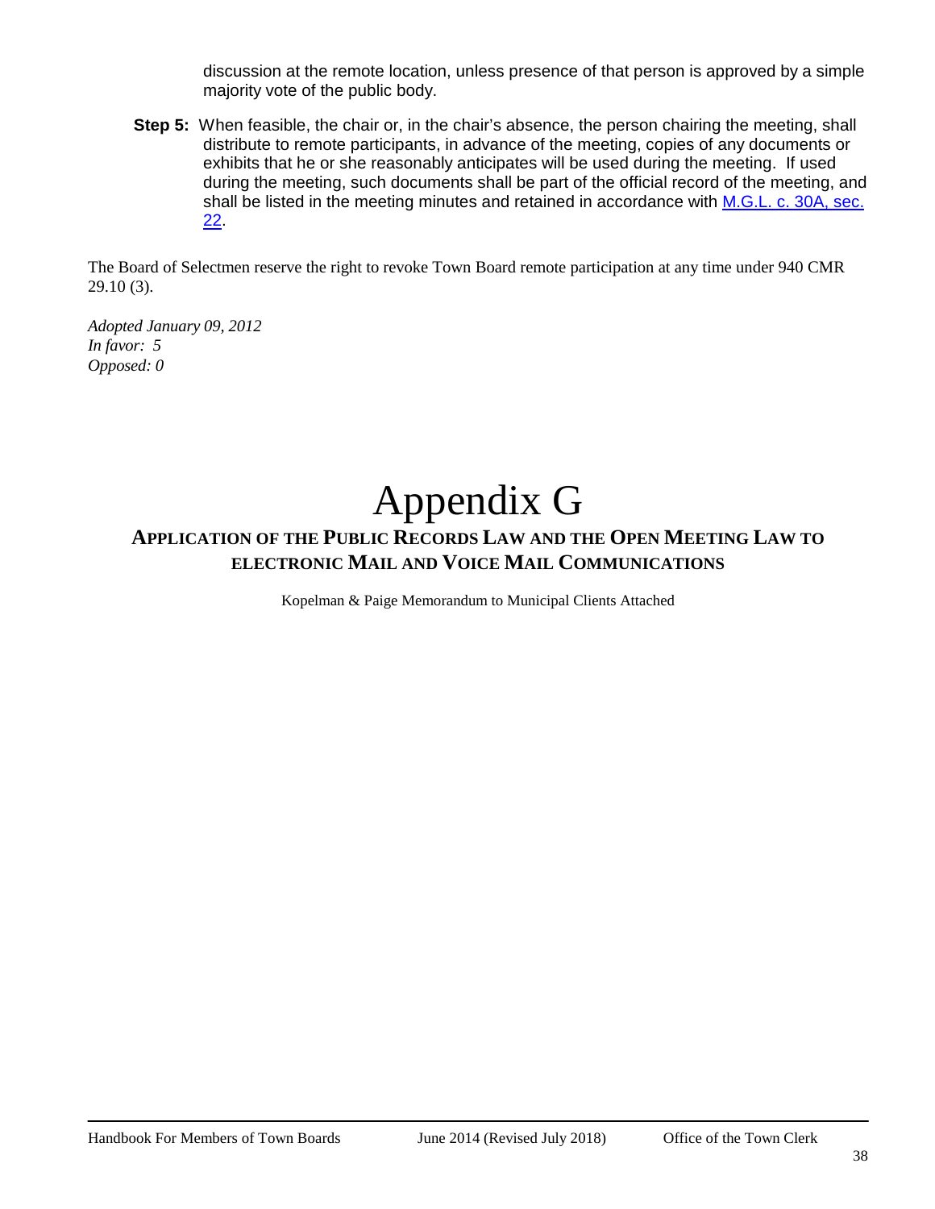discussion at the remote location, unless presence of that person is approved by a simple majority vote of the public body.

**Step 5:** When feasible, the chair or, in the chair's absence, the person chairing the meeting, shall distribute to remote participants, in advance of the meeting, copies of any documents or exhibits that he or she reasonably anticipates will be used during the meeting. If used during the meeting, such documents shall be part of the official record of the meeting, and shall be listed in the meeting minutes and retained in accordance with M.G.L. c. 30A, sec. 22.

The Board of Selectmen reserve the right to revoke Town Board remote participation at any time under 940 CMR 29.10 (3).

*Adopted January 09, 2012*
*In favor: 5*
*Opposed: 0*

# Appendix G

## Application of the Public Records Law and the Open Meeting Law to Electronic Mail and Voice Mail Communications

Kopelman & Paige Memorandum to Municipal Clients Attached